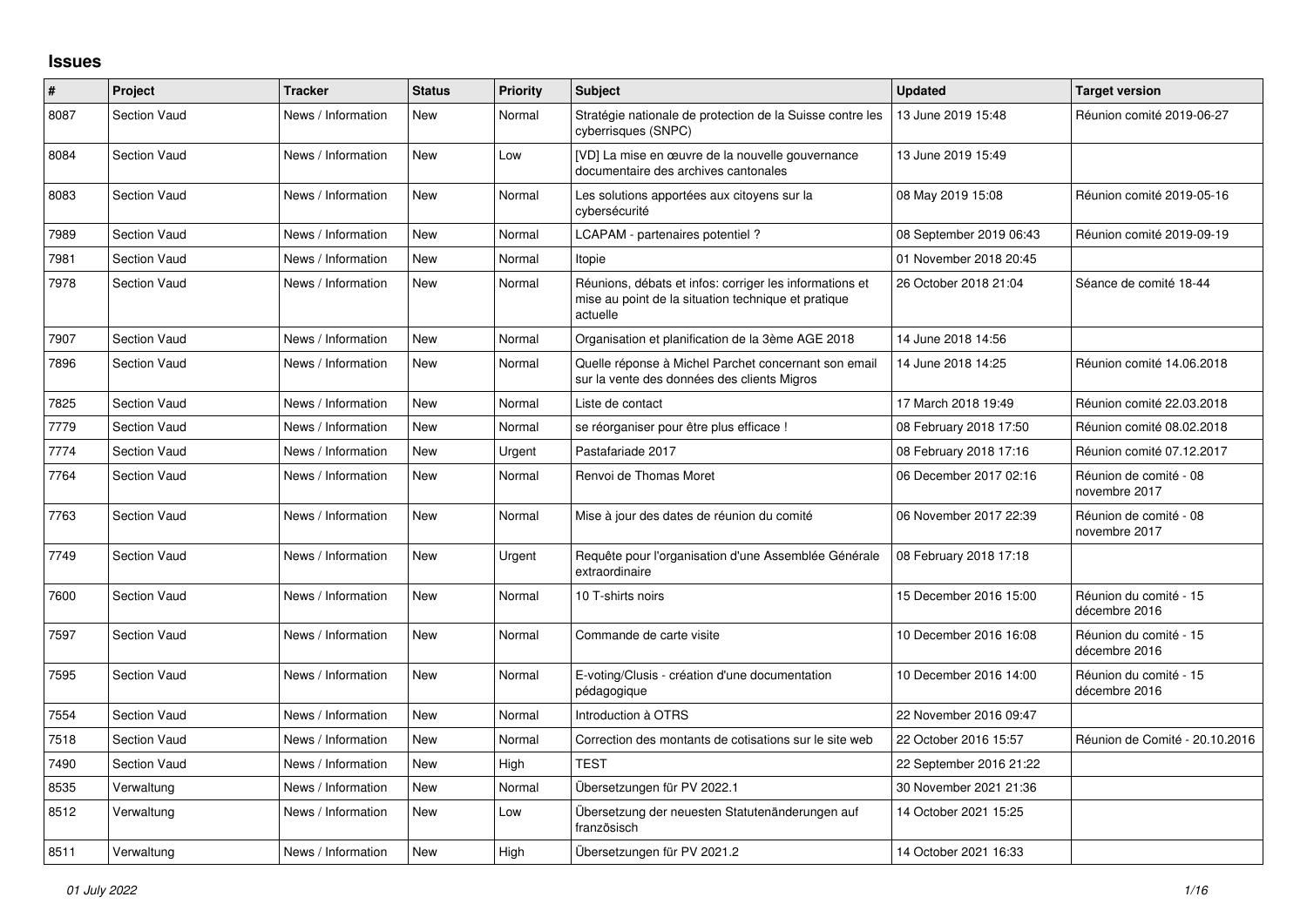## Issues

| # | Project | Tracker | Status | Priority | Subject | Updated | Target version |
|---|---|---|---|---|---|---|---|
| 8087 | Section Vaud | News / Information | New | Normal | Stratégie nationale de protection de la Suisse contre les cyberrisques (SNPC) | 13 June 2019 15:48 | Réunion comité 2019-06-27 |
| 8084 | Section Vaud | News / Information | New | Low | [VD] La mise en œuvre de la nouvelle gouvernance documentaire des archives cantonales | 13 June 2019 15:49 | |
| 8083 | Section Vaud | News / Information | New | Normal | Les solutions apportées aux citoyens sur la cybersécurité | 08 May 2019 15:08 | Réunion comité 2019-05-16 |
| 7989 | Section Vaud | News / Information | New | Normal | LCAPAM - partenaires potentiel ? | 08 September 2019 06:43 | Réunion comité 2019-09-19 |
| 7981 | Section Vaud | News / Information | New | Normal | Itopie | 01 November 2018 20:45 | |
| 7978 | Section Vaud | News / Information | New | Normal | Réunions, débats et infos: corriger les informations et mise au point de la situation technique et pratique actuelle | 26 October 2018 21:04 | Séance de comité 18-44 |
| 7907 | Section Vaud | News / Information | New | Normal | Organisation et planification de la 3ème AGE 2018 | 14 June 2018 14:56 | |
| 7896 | Section Vaud | News / Information | New | Normal | Quelle réponse à Michel Parchet concernant son email sur la vente des données des clients Migros | 14 June 2018 14:25 | Réunion comité 14.06.2018 |
| 7825 | Section Vaud | News / Information | New | Normal | Liste de contact | 17 March 2018 19:49 | Réunion comité 22.03.2018 |
| 7779 | Section Vaud | News / Information | New | Normal | se réorganiser pour être plus efficace ! | 08 February 2018 17:50 | Réunion comité 08.02.2018 |
| 7774 | Section Vaud | News / Information | New | Urgent | Pastafariade 2017 | 08 February 2018 17:16 | Réunion comité 07.12.2017 |
| 7764 | Section Vaud | News / Information | New | Normal | Renvoi de Thomas Moret | 06 December 2017 02:16 | Réunion de comité - 08 novembre 2017 |
| 7763 | Section Vaud | News / Information | New | Normal | Mise à jour des dates de réunion du comité | 06 November 2017 22:39 | Réunion de comité - 08 novembre 2017 |
| 7749 | Section Vaud | News / Information | New | Urgent | Requête pour l'organisation d'une Assemblée Générale extraordinaire | 08 February 2018 17:18 | |
| 7600 | Section Vaud | News / Information | New | Normal | 10 T-shirts noirs | 15 December 2016 15:00 | Réunion du comité - 15 décembre 2016 |
| 7597 | Section Vaud | News / Information | New | Normal | Commande de carte visite | 10 December 2016 16:08 | Réunion du comité - 15 décembre 2016 |
| 7595 | Section Vaud | News / Information | New | Normal | E-voting/Clusis - création d'une documentation pédagogique | 10 December 2016 14:00 | Réunion du comité - 15 décembre 2016 |
| 7554 | Section Vaud | News / Information | New | Normal | Introduction à OTRS | 22 November 2016 09:47 | |
| 7518 | Section Vaud | News / Information | New | Normal | Correction des montants de cotisations sur le site web | 22 October 2016 15:57 | Réunion de Comité - 20.10.2016 |
| 7490 | Section Vaud | News / Information | New | High | TEST | 22 September 2016 21:22 | |
| 8535 | Verwaltung | News / Information | New | Normal | Übersetzungen für PV 2022.1 | 30 November 2021 21:36 | |
| 8512 | Verwaltung | News / Information | New | Low | Übersetzung der neuesten Statutenänderungen auf französisch | 14 October 2021 15:25 | |
| 8511 | Verwaltung | News / Information | New | High | Übersetzungen für PV 2021.2 | 14 October 2021 16:33 | |

*01 July 2022*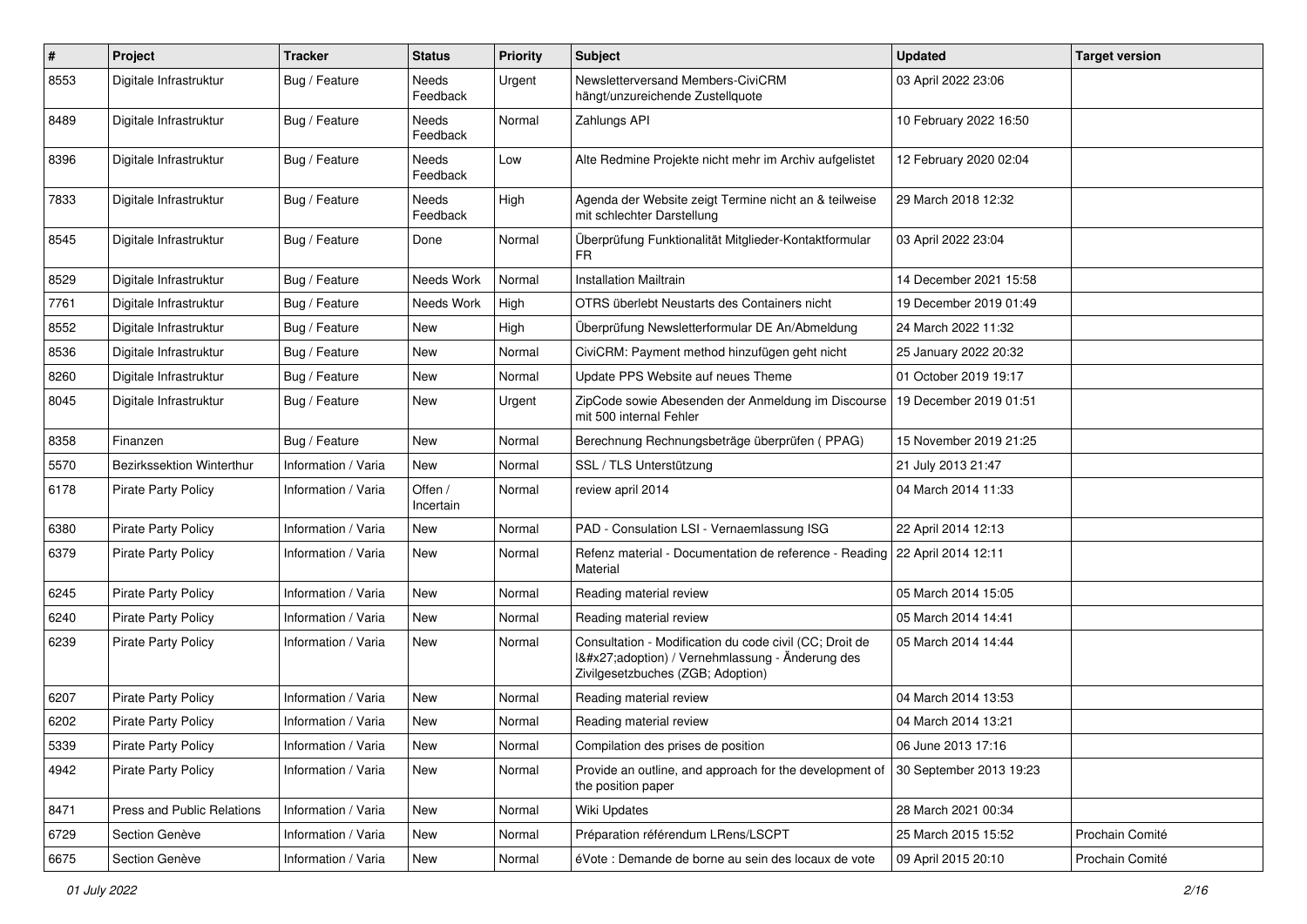| # | Project | Tracker | Status | Priority | Subject | Updated | Target version |
|---|---|---|---|---|---|---|---|
| 8553 | Digitale Infrastruktur | Bug / Feature | Needs Feedback | Urgent | Newsletterversand Members-CiviCRM hängt/unzureichende Zustellquote | 03 April 2022 23:06 | |
| 8489 | Digitale Infrastruktur | Bug / Feature | Needs Feedback | Normal | Zahlungs API | 10 February 2022 16:50 | |
| 8396 | Digitale Infrastruktur | Bug / Feature | Needs Feedback | Low | Alte Redmine Projekte nicht mehr im Archiv aufgelistet | 12 February 2020 02:04 | |
| 7833 | Digitale Infrastruktur | Bug / Feature | Needs Feedback | High | Agenda der Website zeigt Termine nicht an & teilweise mit schlechter Darstellung | 29 March 2018 12:32 | |
| 8545 | Digitale Infrastruktur | Bug / Feature | Done | Normal | Überprüfung Funktionalität Mitglieder-Kontaktformular FR | 03 April 2022 23:04 | |
| 8529 | Digitale Infrastruktur | Bug / Feature | Needs Work | Normal | Installation Mailtrain | 14 December 2021 15:58 | |
| 7761 | Digitale Infrastruktur | Bug / Feature | Needs Work | High | OTRS überlebt Neustarts des Containers nicht | 19 December 2019 01:49 | |
| 8552 | Digitale Infrastruktur | Bug / Feature | New | High | Überprüfung Newsletterformular DE An/Abmeldung | 24 March 2022 11:32 | |
| 8536 | Digitale Infrastruktur | Bug / Feature | New | Normal | CiviCRM: Payment method hinzufügen geht nicht | 25 January 2022 20:32 | |
| 8260 | Digitale Infrastruktur | Bug / Feature | New | Normal | Update PPS Website auf neues Theme | 01 October 2019 19:17 | |
| 8045 | Digitale Infrastruktur | Bug / Feature | New | Urgent | ZipCode sowie Abesenden der Anmeldung im Discourse mit 500 internal Fehler | 19 December 2019 01:51 | |
| 8358 | Finanzen | Bug / Feature | New | Normal | Berechnung Rechnungsbeträge überprüfen ( PPAG) | 15 November 2019 21:25 | |
| 5570 | Bezirkssektion Winterthur | Information / Varia | New | Normal | SSL / TLS Unterstützung | 21 July 2013 21:47 | |
| 6178 | Pirate Party Policy | Information / Varia | Offen / Incertain | Normal | review april 2014 | 04 March 2014 11:33 | |
| 6380 | Pirate Party Policy | Information / Varia | New | Normal | PAD - Consulation LSI - Vernaemlassung ISG | 22 April 2014 12:13 | |
| 6379 | Pirate Party Policy | Information / Varia | New | Normal | Refenz material - Documentation de reference - Reading Material | 22 April 2014 12:11 | |
| 6245 | Pirate Party Policy | Information / Varia | New | Normal | Reading material review | 05 March 2014 15:05 | |
| 6240 | Pirate Party Policy | Information / Varia | New | Normal | Reading material review | 05 March 2014 14:41 | |
| 6239 | Pirate Party Policy | Information / Varia | New | Normal | Consultation - Modification du code civil (CC; Droit de l&#x27;adoption) / Vernehmlassung - Änderung des Zivilgesetzbuches (ZGB; Adoption) | 05 March 2014 14:44 | |
| 6207 | Pirate Party Policy | Information / Varia | New | Normal | Reading material review | 04 March 2014 13:53 | |
| 6202 | Pirate Party Policy | Information / Varia | New | Normal | Reading material review | 04 March 2014 13:21 | |
| 5339 | Pirate Party Policy | Information / Varia | New | Normal | Compilation des prises de position | 06 June 2013 17:16 | |
| 4942 | Pirate Party Policy | Information / Varia | New | Normal | Provide an outline, and approach for the development of the position paper | 30 September 2013 19:23 | |
| 8471 | Press and Public Relations | Information / Varia | New | Normal | Wiki Updates | 28 March 2021 00:34 | |
| 6729 | Section Genève | Information / Varia | New | Normal | Préparation référendum LRens/LSCPT | 25 March 2015 15:52 | Prochain Comité |
| 6675 | Section Genève | Information / Varia | New | Normal | éVote : Demande de borne au sein des locaux de vote | 09 April 2015 20:10 | Prochain Comité |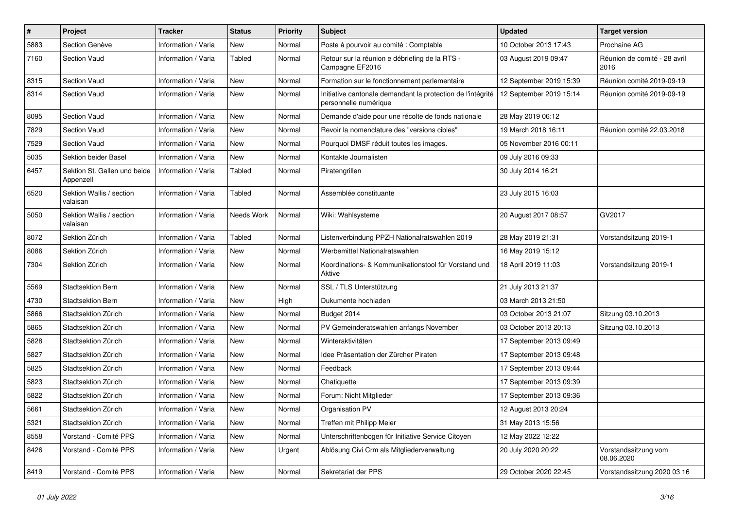| # | Project | Tracker | Status | Priority | Subject | Updated | Target version |
|---|---|---|---|---|---|---|---|
| 5883 | Section Genève | Information / Varia | New | Normal | Poste à pourvoir au comité : Comptable | 10 October 2013 17:43 | Prochaine AG |
| 7160 | Section Vaud | Information / Varia | Tabled | Normal | Retour sur la réunion e débriefing de la RTS - Campagne EF2016 | 03 August 2019 09:47 | Réunion de comité - 28 avril 2016 |
| 8315 | Section Vaud | Information / Varia | New | Normal | Formation sur le fonctionnement parlementaire | 12 September 2019 15:39 | Réunion comité 2019-09-19 |
| 8314 | Section Vaud | Information / Varia | New | Normal | Initiative cantonale demandant la protection de l'intégrité personnelle numérique | 12 September 2019 15:14 | Réunion comité 2019-09-19 |
| 8095 | Section Vaud | Information / Varia | New | Normal | Demande d'aide pour une récolte de fonds nationale | 28 May 2019 06:12 | |
| 7829 | Section Vaud | Information / Varia | New | Normal | Revoir la nomenclature des "versions cibles" | 19 March 2018 16:11 | Réunion comité 22.03.2018 |
| 7529 | Section Vaud | Information / Varia | New | Normal | Pourquoi DMSF réduit toutes les images. | 05 November 2016 00:11 | |
| 5035 | Sektion beider Basel | Information / Varia | New | Normal | Kontakte Journalisten | 09 July 2016 09:33 | |
| 6457 | Sektion St. Gallen und beide Appenzell | Information / Varia | Tabled | Normal | Piratengrillen | 30 July 2014 16:21 | |
| 6520 | Sektion Wallis / section valaisan | Information / Varia | Tabled | Normal | Assemblée constituante | 23 July 2015 16:03 | |
| 5050 | Sektion Wallis / section valaisan | Information / Varia | Needs Work | Normal | Wiki: Wahlsysteme | 20 August 2017 08:57 | GV2017 |
| 8072 | Sektion Zürich | Information / Varia | Tabled | Normal | Listenverbindung PPZH Nationalratswahlen 2019 | 28 May 2019 21:31 | Vorstandsitzung 2019-1 |
| 8086 | Sektion Zürich | Information / Varia | New | Normal | Werbemittel Nationalratswahlen | 16 May 2019 15:12 | |
| 7304 | Sektion Zürich | Information / Varia | New | Normal | Koordinations- & Kommunikationstool für Vorstand und Aktive | 18 April 2019 11:03 | Vorstandsitzung 2019-1 |
| 5569 | Stadtsektion Bern | Information / Varia | New | Normal | SSL / TLS Unterstützung | 21 July 2013 21:37 | |
| 4730 | Stadtsektion Bern | Information / Varia | New | High | Dukumente hochladen | 03 March 2013 21:50 | |
| 5866 | Stadtsektion Zürich | Information / Varia | New | Normal | Budget 2014 | 03 October 2013 21:07 | Sitzung 03.10.2013 |
| 5865 | Stadtsektion Zürich | Information / Varia | New | Normal | PV Gemeinderatswahlen anfangs November | 03 October 2013 20:13 | Sitzung 03.10.2013 |
| 5828 | Stadtsektion Zürich | Information / Varia | New | Normal | Winteraktivitäten | 17 September 2013 09:49 | |
| 5827 | Stadtsektion Zürich | Information / Varia | New | Normal | Idee Präsentation der Zürcher Piraten | 17 September 2013 09:48 | |
| 5825 | Stadtsektion Zürich | Information / Varia | New | Normal | Feedback | 17 September 2013 09:44 | |
| 5823 | Stadtsektion Zürich | Information / Varia | New | Normal | Chatiquette | 17 September 2013 09:39 | |
| 5822 | Stadtsektion Zürich | Information / Varia | New | Normal | Forum: Nicht Mitglieder | 17 September 2013 09:36 | |
| 5661 | Stadtsektion Zürich | Information / Varia | New | Normal | Organisation PV | 12 August 2013 20:24 | |
| 5321 | Stadtsektion Zürich | Information / Varia | New | Normal | Treffen mit Philipp Meier | 31 May 2013 15:56 | |
| 8558 | Vorstand - Comité PPS | Information / Varia | New | Normal | Unterschriftenbogen für Initiative Service Citoyen | 12 May 2022 12:22 | |
| 8426 | Vorstand - Comité PPS | Information / Varia | New | Urgent | Ablösung Civi Crm als Mitgliederverwaltung | 20 July 2020 20:22 | Vorstandssitzung vom 08.06.2020 |
| 8419 | Vorstand - Comité PPS | Information / Varia | New | Normal | Sekretariat der PPS | 29 October 2020 22:45 | Vorstandssitzung 2020 03 16 |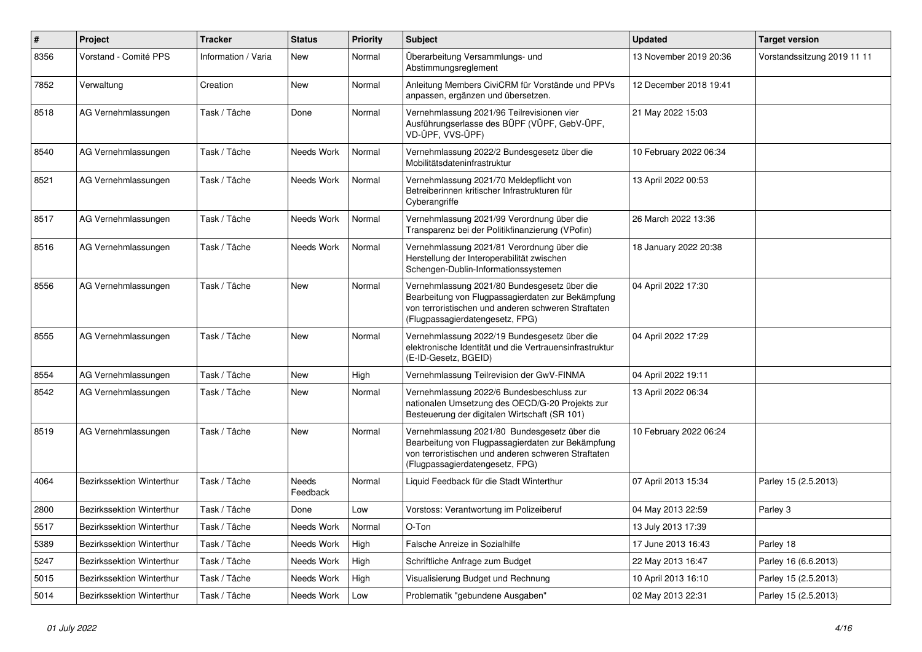| # | Project | Tracker | Status | Priority | Subject | Updated | Target version |
|---|---|---|---|---|---|---|---|
| 8356 | Vorstand - Comité PPS | Information / Varia | New | Normal | Überarbeitung Versammlungs- und Abstimmungsreglement | 13 November 2019 20:36 | Vorstandssitzung 2019 11 11 |
| 7852 | Verwaltung | Creation | New | Normal | Anleitung Members CiviCRM für Vorstände und PPVs anpassen, ergänzen und übersetzen. | 12 December 2018 19:41 | |
| 8518 | AG Vernehmlassungen | Task / Tâche | Done | Normal | Vernehmlassung 2021/96 Teilrevisionen vier Ausführungserlasse des BÜPF (VÜPF, GebV-ÜPF, VD-ÜPF, VVS-ÜPF) | 21 May 2022 15:03 | |
| 8540 | AG Vernehmlassungen | Task / Tâche | Needs Work | Normal | Vernehmlassung 2022/2 Bundesgesetz über die Mobilitätsdateninfrastruktur | 10 February 2022 06:34 | |
| 8521 | AG Vernehmlassungen | Task / Tâche | Needs Work | Normal | Vernehmlassung 2021/70 Meldepflicht von Betreiberinnen kritischer Infrastrukturen für Cyberangriffe | 13 April 2022 00:53 | |
| 8517 | AG Vernehmlassungen | Task / Tâche | Needs Work | Normal | Vernehmlassung 2021/99 Verordnung über die Transparenz bei der Politikfinanzierung (VPofin) | 26 March 2022 13:36 | |
| 8516 | AG Vernehmlassungen | Task / Tâche | Needs Work | Normal | Vernehmlassung 2021/81 Verordnung über die Herstellung der Interoperabilität zwischen Schengen-Dublin-Informationssystemen | 18 January 2022 20:38 | |
| 8556 | AG Vernehmlassungen | Task / Tâche | New | Normal | Vernehmlassung 2021/80 Bundesgesetz über die Bearbeitung von Flugpassagierdaten zur Bekämpfung von terroristischen und anderen schweren Straftaten (Flugpassagierdatengesetz, FPG) | 04 April 2022 17:30 | |
| 8555 | AG Vernehmlassungen | Task / Tâche | New | Normal | Vernehmlassung 2022/19 Bundesgesetz über die elektronische Identität und die Vertrauensinfrastruktur (E-ID-Gesetz, BGEID) | 04 April 2022 17:29 | |
| 8554 | AG Vernehmlassungen | Task / Tâche | New | High | Vernehmlassung Teilrevision der GwV-FINMA | 04 April 2022 19:11 | |
| 8542 | AG Vernehmlassungen | Task / Tâche | New | Normal | Vernehmlassung 2022/6 Bundesbeschluss zur nationalen Umsetzung des OECD/G-20 Projekts zur Besteuerung der digitalen Wirtschaft (SR 101) | 13 April 2022 06:34 | |
| 8519 | AG Vernehmlassungen | Task / Tâche | New | Normal | Vernehmlassung 2021/80 Bundesgesetz über die Bearbeitung von Flugpassagierdaten zur Bekämpfung von terroristischen und anderen schweren Straftaten (Flugpassagierdatengesetz, FPG) | 10 February 2022 06:24 | |
| 4064 | Bezirkssektion Winterthur | Task / Tâche | Needs Feedback | Normal | Liquid Feedback für die Stadt Winterthur | 07 April 2013 15:34 | Parley 15 (2.5.2013) |
| 2800 | Bezirkssektion Winterthur | Task / Tâche | Done | Low | Vorstoss: Verantwortung im Polizeiberuf | 04 May 2013 22:59 | Parley 3 |
| 5517 | Bezirkssektion Winterthur | Task / Tâche | Needs Work | Normal | O-Ton | 13 July 2013 17:39 | |
| 5389 | Bezirkssektion Winterthur | Task / Tâche | Needs Work | High | Falsche Anreize in Sozialhilfe | 17 June 2013 16:43 | Parley 18 |
| 5247 | Bezirkssektion Winterthur | Task / Tâche | Needs Work | High | Schriftliche Anfrage zum Budget | 22 May 2013 16:47 | Parley 16 (6.6.2013) |
| 5015 | Bezirkssektion Winterthur | Task / Tâche | Needs Work | High | Visualisierung Budget und Rechnung | 10 April 2013 16:10 | Parley 15 (2.5.2013) |
| 5014 | Bezirkssektion Winterthur | Task / Tâche | Needs Work | Low | Problematik "gebundene Ausgaben" | 02 May 2013 22:31 | Parley 15 (2.5.2013) |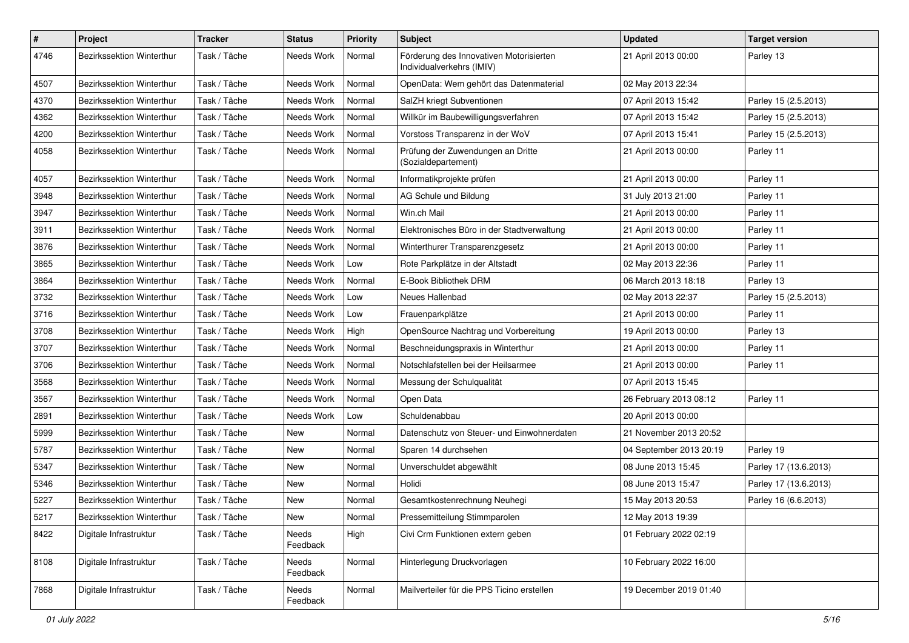| # | Project | Tracker | Status | Priority | Subject | Updated | Target version |
|---|---|---|---|---|---|---|---|
| 4746 | Bezirkssektion Winterthur | Task / Tâche | Needs Work | Normal | Förderung des Innovativen Motorisierten Individualverkehrs (IMIV) | 21 April 2013 00:00 | Parley 13 |
| 4507 | Bezirkssektion Winterthur | Task / Tâche | Needs Work | Normal | OpenData: Wem gehört das Datenmaterial | 02 May 2013 22:34 | |
| 4370 | Bezirkssektion Winterthur | Task / Tâche | Needs Work | Normal | SalZH kriegt Subventionen | 07 April 2013 15:42 | Parley 15 (2.5.2013) |
| 4362 | Bezirkssektion Winterthur | Task / Tâche | Needs Work | Normal | Willkür im Baubewilligungsverfahren | 07 April 2013 15:42 | Parley 15 (2.5.2013) |
| 4200 | Bezirkssektion Winterthur | Task / Tâche | Needs Work | Normal | Vorstoss Transparenz in der WoV | 07 April 2013 15:41 | Parley 15 (2.5.2013) |
| 4058 | Bezirkssektion Winterthur | Task / Tâche | Needs Work | Normal | Prüfung der Zuwendungen an Dritte (Sozialdepartement) | 21 April 2013 00:00 | Parley 11 |
| 4057 | Bezirkssektion Winterthur | Task / Tâche | Needs Work | Normal | Informatikprojekte prüfen | 21 April 2013 00:00 | Parley 11 |
| 3948 | Bezirkssektion Winterthur | Task / Tâche | Needs Work | Normal | AG Schule und Bildung | 31 July 2013 21:00 | Parley 11 |
| 3947 | Bezirkssektion Winterthur | Task / Tâche | Needs Work | Normal | Win.ch Mail | 21 April 2013 00:00 | Parley 11 |
| 3911 | Bezirkssektion Winterthur | Task / Tâche | Needs Work | Normal | Elektronisches Büro in der Stadtverwaltung | 21 April 2013 00:00 | Parley 11 |
| 3876 | Bezirkssektion Winterthur | Task / Tâche | Needs Work | Normal | Winterthurer Transparenzgesetz | 21 April 2013 00:00 | Parley 11 |
| 3865 | Bezirkssektion Winterthur | Task / Tâche | Needs Work | Low | Rote Parkplätze in der Altstadt | 02 May 2013 22:36 | Parley 11 |
| 3864 | Bezirkssektion Winterthur | Task / Tâche | Needs Work | Normal | E-Book Bibliothek DRM | 06 March 2013 18:18 | Parley 13 |
| 3732 | Bezirkssektion Winterthur | Task / Tâche | Needs Work | Low | Neues Hallenbad | 02 May 2013 22:37 | Parley 15 (2.5.2013) |
| 3716 | Bezirkssektion Winterthur | Task / Tâche | Needs Work | Low | Frauenparkplätze | 21 April 2013 00:00 | Parley 11 |
| 3708 | Bezirkssektion Winterthur | Task / Tâche | Needs Work | High | OpenSource Nachtrag und Vorbereitung | 19 April 2013 00:00 | Parley 13 |
| 3707 | Bezirkssektion Winterthur | Task / Tâche | Needs Work | Normal | Beschneidungspraxis in Winterthur | 21 April 2013 00:00 | Parley 11 |
| 3706 | Bezirkssektion Winterthur | Task / Tâche | Needs Work | Normal | Notschlafstellen bei der Heilsarmee | 21 April 2013 00:00 | Parley 11 |
| 3568 | Bezirkssektion Winterthur | Task / Tâche | Needs Work | Normal | Messung der Schulqualität | 07 April 2013 15:45 | |
| 3567 | Bezirkssektion Winterthur | Task / Tâche | Needs Work | Normal | Open Data | 26 February 2013 08:12 | Parley 11 |
| 2891 | Bezirkssektion Winterthur | Task / Tâche | Needs Work | Low | Schuldenabbau | 20 April 2013 00:00 | |
| 5999 | Bezirkssektion Winterthur | Task / Tâche | New | Normal | Datenschutz von Steuer- und Einwohnerdaten | 21 November 2013 20:52 | |
| 5787 | Bezirkssektion Winterthur | Task / Tâche | New | Normal | Sparen 14 durchsehen | 04 September 2013 20:19 | Parley 19 |
| 5347 | Bezirkssektion Winterthur | Task / Tâche | New | Normal | Unverschuldet abgewählt | 08 June 2013 15:45 | Parley 17 (13.6.2013) |
| 5346 | Bezirkssektion Winterthur | Task / Tâche | New | Normal | Holidi | 08 June 2013 15:47 | Parley 17 (13.6.2013) |
| 5227 | Bezirkssektion Winterthur | Task / Tâche | New | Normal | Gesamtkostenrechnung Neuhegi | 15 May 2013 20:53 | Parley 16 (6.6.2013) |
| 5217 | Bezirkssektion Winterthur | Task / Tâche | New | Normal | Pressemitteilung Stimmparolen | 12 May 2013 19:39 | |
| 8422 | Digitale Infrastruktur | Task / Tâche | Needs Feedback | High | Civi Crm Funktionen extern geben | 01 February 2022 02:19 | |
| 8108 | Digitale Infrastruktur | Task / Tâche | Needs Feedback | Normal | Hinterlegung Druckvorlagen | 10 February 2022 16:00 | |
| 7868 | Digitale Infrastruktur | Task / Tâche | Needs Feedback | Normal | Mailverteiler für die PPS Ticino erstellen | 19 December 2019 01:40 | |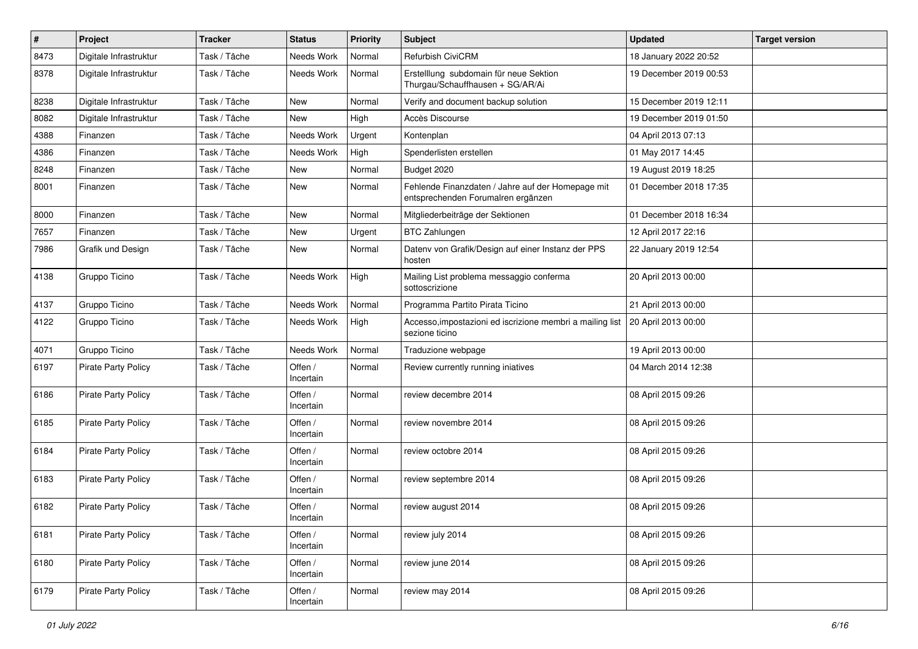| # | Project | Tracker | Status | Priority | Subject | Updated | Target version |
|---|---|---|---|---|---|---|---|
| 8473 | Digitale Infrastruktur | Task / Tâche | Needs Work | Normal | Refurbish CiviCRM | 18 January 2022 20:52 | |
| 8378 | Digitale Infrastruktur | Task / Tâche | Needs Work | Normal | Erstelllung subdomain für neue Sektion Thurgau/Schauffhausen + SG/AR/Ai | 19 December 2019 00:53 | |
| 8238 | Digitale Infrastruktur | Task / Tâche | New | Normal | Verify and document backup solution | 15 December 2019 12:11 | |
| 8082 | Digitale Infrastruktur | Task / Tâche | New | High | Accès Discourse | 19 December 2019 01:50 | |
| 4388 | Finanzen | Task / Tâche | Needs Work | Urgent | Kontenplan | 04 April 2013 07:13 | |
| 4386 | Finanzen | Task / Tâche | Needs Work | High | Spenderlisten erstellen | 01 May 2017 14:45 | |
| 8248 | Finanzen | Task / Tâche | New | Normal | Budget 2020 | 19 August 2019 18:25 | |
| 8001 | Finanzen | Task / Tâche | New | Normal | Fehlende Finanzdaten / Jahre auf der Homepage mit entsprechenden Forumalren ergänzen | 01 December 2018 17:35 | |
| 8000 | Finanzen | Task / Tâche | New | Normal | Mitgliederbeiträge der Sektionen | 01 December 2018 16:34 | |
| 7657 | Finanzen | Task / Tâche | New | Urgent | BTC Zahlungen | 12 April 2017 22:16 | |
| 7986 | Grafik und Design | Task / Tâche | New | Normal | Datenv von Grafik/Design auf einer Instanz der PPS hosten | 22 January 2019 12:54 | |
| 4138 | Gruppo Ticino | Task / Tâche | Needs Work | High | Mailing List problema messaggio conferma sottoscrizione | 20 April 2013 00:00 | |
| 4137 | Gruppo Ticino | Task / Tâche | Needs Work | Normal | Programma Partito Pirata Ticino | 21 April 2013 00:00 | |
| 4122 | Gruppo Ticino | Task / Tâche | Needs Work | High | Accesso,impostazioni ed iscrizione membri a mailing list sezione ticino | 20 April 2013 00:00 | |
| 4071 | Gruppo Ticino | Task / Tâche | Needs Work | Normal | Traduzione webpage | 19 April 2013 00:00 | |
| 6197 | Pirate Party Policy | Task / Tâche | Offen / Incertain | Normal | Review currently running iniatives | 04 March 2014 12:38 | |
| 6186 | Pirate Party Policy | Task / Tâche | Offen / Incertain | Normal | review decembre 2014 | 08 April 2015 09:26 | |
| 6185 | Pirate Party Policy | Task / Tâche | Offen / Incertain | Normal | review novembre 2014 | 08 April 2015 09:26 | |
| 6184 | Pirate Party Policy | Task / Tâche | Offen / Incertain | Normal | review octobre 2014 | 08 April 2015 09:26 | |
| 6183 | Pirate Party Policy | Task / Tâche | Offen / Incertain | Normal | review septembre 2014 | 08 April 2015 09:26 | |
| 6182 | Pirate Party Policy | Task / Tâche | Offen / Incertain | Normal | review august 2014 | 08 April 2015 09:26 | |
| 6181 | Pirate Party Policy | Task / Tâche | Offen / Incertain | Normal | review july 2014 | 08 April 2015 09:26 | |
| 6180 | Pirate Party Policy | Task / Tâche | Offen / Incertain | Normal | review june 2014 | 08 April 2015 09:26 | |
| 6179 | Pirate Party Policy | Task / Tâche | Offen / Incertain | Normal | review may 2014 | 08 April 2015 09:26 | |

*01 July 2022*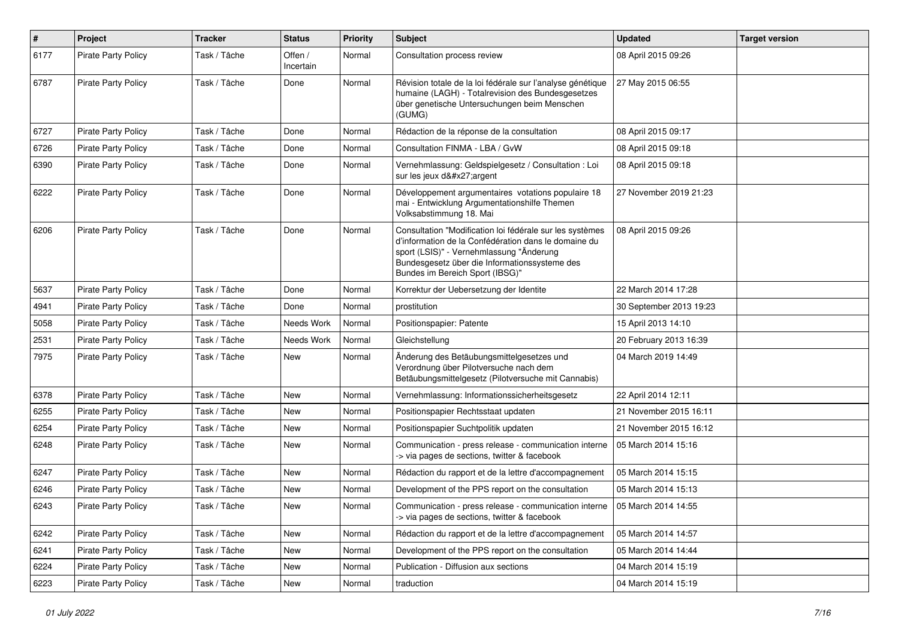| # | Project | Tracker | Status | Priority | Subject | Updated | Target version |
|---|---|---|---|---|---|---|---|
| 6177 | Pirate Party Policy | Task / Tâche | Offen / Incertain | Normal | Consultation process review | 08 April 2015 09:26 | |
| 6787 | Pirate Party Policy | Task / Tâche | Done | Normal | Révision totale de la loi fédérale sur l'analyse génétique humaine (LAGH) - Totalrevision des Bundesgesetzes über genetische Untersuchungen beim Menschen (GUMG) | 27 May 2015 06:55 | |
| 6727 | Pirate Party Policy | Task / Tâche | Done | Normal | Rédaction de la réponse de la consultation | 08 April 2015 09:17 | |
| 6726 | Pirate Party Policy | Task / Tâche | Done | Normal | Consultation FINMA - LBA / GvW | 08 April 2015 09:18 | |
| 6390 | Pirate Party Policy | Task / Tâche | Done | Normal | Vernehmlassung: Geldspielgesetz / Consultation : Loi sur les jeux d&#x27;argent | 08 April 2015 09:18 | |
| 6222 | Pirate Party Policy | Task / Tâche | Done | Normal | Développement argumentaires votations populaire 18 mai - Entwicklung Argumentationshilfe Themen Volksabstimmung 18. Mai | 27 November 2019 21:23 | |
| 6206 | Pirate Party Policy | Task / Tâche | Done | Normal | Consultation "Modification loi fédérale sur les systèmes d'information de la Confédération dans le domaine du sport (LSIS)" - Vernehmlassung "Änderung Bundesgesetz über die Informationssysteme des Bundes im Bereich Sport (IBSG)" | 08 April 2015 09:26 | |
| 5637 | Pirate Party Policy | Task / Tâche | Done | Normal | Korrektur der Uebersetzung der Identite | 22 March 2014 17:28 | |
| 4941 | Pirate Party Policy | Task / Tâche | Done | Normal | prostitution | 30 September 2013 19:23 | |
| 5058 | Pirate Party Policy | Task / Tâche | Needs Work | Normal | Positionspapier: Patente | 15 April 2013 14:10 | |
| 2531 | Pirate Party Policy | Task / Tâche | Needs Work | Normal | Gleichstellung | 20 February 2013 16:39 | |
| 7975 | Pirate Party Policy | Task / Tâche | New | Normal | Änderung des Betäubungsmittelgesetzes und Verordnung über Pilotversuche nach dem Betäubungsmittelgesetz (Pilotversuche mit Cannabis) | 04 March 2019 14:49 | |
| 6378 | Pirate Party Policy | Task / Tâche | New | Normal | Vernehmlassung: Informationssicherheitsgesetz | 22 April 2014 12:11 | |
| 6255 | Pirate Party Policy | Task / Tâche | New | Normal | Positionspapier Rechtsstaat updaten | 21 November 2015 16:11 | |
| 6254 | Pirate Party Policy | Task / Tâche | New | Normal | Positionspapier Suchtpolitik updaten | 21 November 2015 16:12 | |
| 6248 | Pirate Party Policy | Task / Tâche | New | Normal | Communication - press release - communication interne -> via pages de sections, twitter & facebook | 05 March 2014 15:16 | |
| 6247 | Pirate Party Policy | Task / Tâche | New | Normal | Rédaction du rapport et de la lettre d'accompagnement | 05 March 2014 15:15 | |
| 6246 | Pirate Party Policy | Task / Tâche | New | Normal | Development of the PPS report on the consultation | 05 March 2014 15:13 | |
| 6243 | Pirate Party Policy | Task / Tâche | New | Normal | Communication - press release - communication interne -> via pages de sections, twitter & facebook | 05 March 2014 14:55 | |
| 6242 | Pirate Party Policy | Task / Tâche | New | Normal | Rédaction du rapport et de la lettre d'accompagnement | 05 March 2014 14:57 | |
| 6241 | Pirate Party Policy | Task / Tâche | New | Normal | Development of the PPS report on the consultation | 05 March 2014 14:44 | |
| 6224 | Pirate Party Policy | Task / Tâche | New | Normal | Publication - Diffusion aux sections | 04 March 2014 15:19 | |
| 6223 | Pirate Party Policy | Task / Tâche | New | Normal | traduction | 04 March 2014 15:19 | |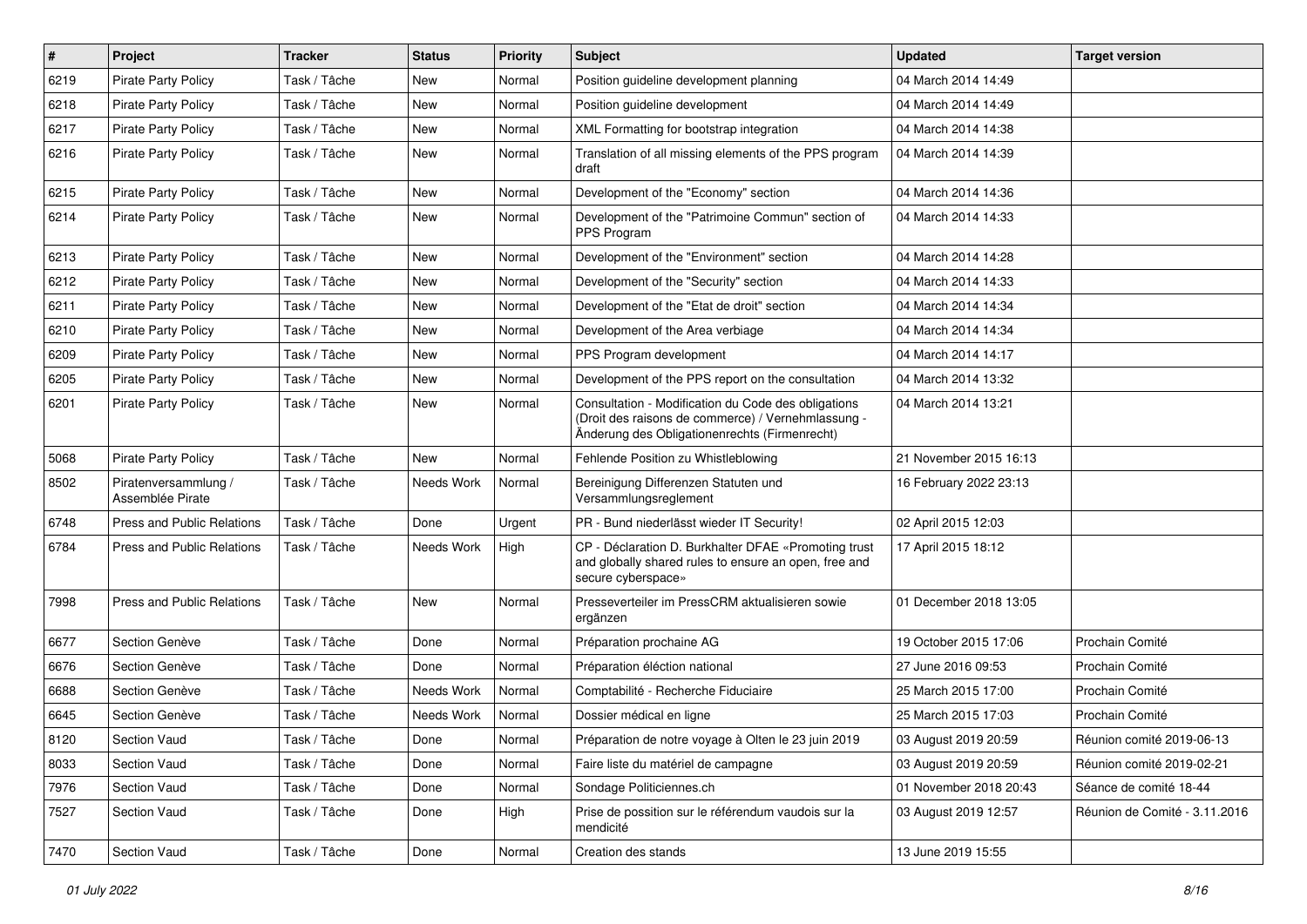| # | Project | Tracker | Status | Priority | Subject | Updated | Target version |
|---|---|---|---|---|---|---|---|
| 6219 | Pirate Party Policy | Task / Tâche | New | Normal | Position guideline development planning | 04 March 2014 14:49 | |
| 6218 | Pirate Party Policy | Task / Tâche | New | Normal | Position guideline development | 04 March 2014 14:49 | |
| 6217 | Pirate Party Policy | Task / Tâche | New | Normal | XML Formatting for bootstrap integration | 04 March 2014 14:38 | |
| 6216 | Pirate Party Policy | Task / Tâche | New | Normal | Translation of all missing elements of the PPS program draft | 04 March 2014 14:39 | |
| 6215 | Pirate Party Policy | Task / Tâche | New | Normal | Development of the "Economy" section | 04 March 2014 14:36 | |
| 6214 | Pirate Party Policy | Task / Tâche | New | Normal | Development of the "Patrimoine Commun" section of PPS Program | 04 March 2014 14:33 | |
| 6213 | Pirate Party Policy | Task / Tâche | New | Normal | Development of the "Environment" section | 04 March 2014 14:28 | |
| 6212 | Pirate Party Policy | Task / Tâche | New | Normal | Development of the "Security" section | 04 March 2014 14:33 | |
| 6211 | Pirate Party Policy | Task / Tâche | New | Normal | Development of the "Etat de droit" section | 04 March 2014 14:34 | |
| 6210 | Pirate Party Policy | Task / Tâche | New | Normal | Development of the Area verbiage | 04 March 2014 14:34 | |
| 6209 | Pirate Party Policy | Task / Tâche | New | Normal | PPS Program development | 04 March 2014 14:17 | |
| 6205 | Pirate Party Policy | Task / Tâche | New | Normal | Development of the PPS report on the consultation | 04 March 2014 13:32 | |
| 6201 | Pirate Party Policy | Task / Tâche | New | Normal | Consultation - Modification du Code des obligations (Droit des raisons de commerce) / Vernehmlassung - Änderung des Obligationenrechts (Firmenrecht) | 04 March 2014 13:21 | |
| 5068 | Pirate Party Policy | Task / Tâche | New | Normal | Fehlende Position zu Whistleblowing | 21 November 2015 16:13 | |
| 8502 | Piratenversammlung / Assemblée Pirate | Task / Tâche | Needs Work | Normal | Bereinigung Differenzen Statuten und Versammlungsreglement | 16 February 2022 23:13 | |
| 6748 | Press and Public Relations | Task / Tâche | Done | Urgent | PR - Bund niederlässt wieder IT Security! | 02 April 2015 12:03 | |
| 6784 | Press and Public Relations | Task / Tâche | Needs Work | High | CP - Déclaration D. Burkhalter DFAE «Promoting trust and globally shared rules to ensure an open, free and secure cyberspace» | 17 April 2015 18:12 | |
| 7998 | Press and Public Relations | Task / Tâche | New | Normal | Presseverteiler im PressCRM aktualisieren sowie ergänzen | 01 December 2018 13:05 | |
| 6677 | Section Genève | Task / Tâche | Done | Normal | Préparation prochaine AG | 19 October 2015 17:06 | Prochain Comité |
| 6676 | Section Genève | Task / Tâche | Done | Normal | Préparation éléction national | 27 June 2016 09:53 | Prochain Comité |
| 6688 | Section Genève | Task / Tâche | Needs Work | Normal | Comptabilité - Recherche Fiduciaire | 25 March 2015 17:00 | Prochain Comité |
| 6645 | Section Genève | Task / Tâche | Needs Work | Normal | Dossier médical en ligne | 25 March 2015 17:03 | Prochain Comité |
| 8120 | Section Vaud | Task / Tâche | Done | Normal | Préparation de notre voyage à Olten le 23 juin 2019 | 03 August 2019 20:59 | Réunion comité 2019-06-13 |
| 8033 | Section Vaud | Task / Tâche | Done | Normal | Faire liste du matériel de campagne | 03 August 2019 20:59 | Réunion comité 2019-02-21 |
| 7976 | Section Vaud | Task / Tâche | Done | Normal | Sondage Politiciennes.ch | 01 November 2018 20:43 | Séance de comité 18-44 |
| 7527 | Section Vaud | Task / Tâche | Done | High | Prise de possition sur le référendum vaudois sur la mendicité | 03 August 2019 12:57 | Réunion de Comité - 3.11.2016 |
| 7470 | Section Vaud | Task / Tâche | Done | Normal | Creation des stands | 13 June 2019 15:55 | |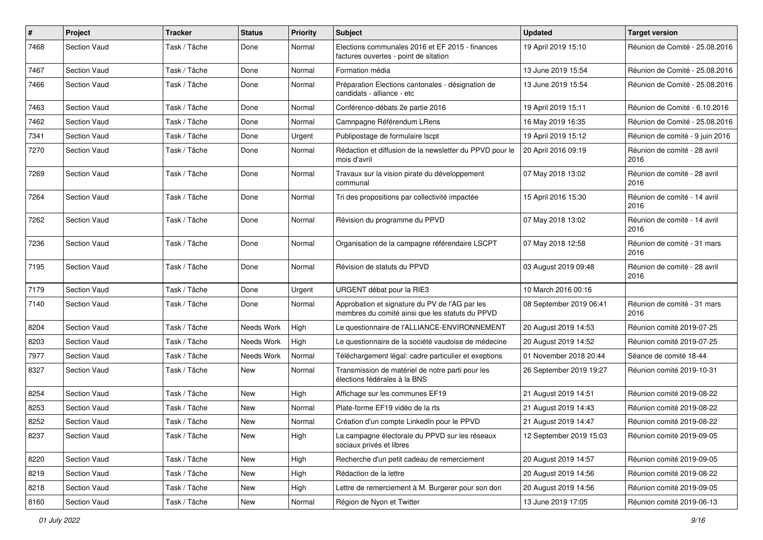| # | Project | Tracker | Status | Priority | Subject | Updated | Target version |
|---|---|---|---|---|---|---|---|
| 7468 | Section Vaud | Task / Tâche | Done | Normal | Elections communales 2016 et EF 2015 - finances factures ouvertes - point de sitation | 19 April 2019 15:10 | Réunion de Comité - 25.08.2016 |
| 7467 | Section Vaud | Task / Tâche | Done | Normal | Formation média | 13 June 2019 15:54 | Réunion de Comité - 25.08.2016 |
| 7466 | Section Vaud | Task / Tâche | Done | Normal | Préparation Elections cantonales - désignation de candidats - alliance - etc | 13 June 2019 15:54 | Réunion de Comité - 25.08.2016 |
| 7463 | Section Vaud | Task / Tâche | Done | Normal | Conférence-débats 2e partie 2016 | 19 April 2019 15:11 | Réunion de Comité - 6.10.2016 |
| 7462 | Section Vaud | Task / Tâche | Done | Normal | Camnpagne Référendum LRens | 16 May 2019 16:35 | Réunion de Comité - 25.08.2016 |
| 7341 | Section Vaud | Task / Tâche | Done | Urgent | Publipostage de formulaire lscpt | 19 April 2019 15:12 | Réunion de comité - 9 juin 2016 |
| 7270 | Section Vaud | Task / Tâche | Done | Normal | Rédaction et diffusion de la newsletter du PPVD pour le mois d'avril | 20 April 2016 09:19 | Réunion de comité - 28 avril 2016 |
| 7269 | Section Vaud | Task / Tâche | Done | Normal | Travaux sur la vision pirate du développement communal | 07 May 2018 13:02 | Réunion de comité - 28 avril 2016 |
| 7264 | Section Vaud | Task / Tâche | Done | Normal | Tri des propositions par collectivité impactée | 15 April 2016 15:30 | Réunion de comité - 14 avril 2016 |
| 7262 | Section Vaud | Task / Tâche | Done | Normal | Révision du programme du PPVD | 07 May 2018 13:02 | Réunion de comité - 14 avril 2016 |
| 7236 | Section Vaud | Task / Tâche | Done | Normal | Organisation de la campagne référendaire LSCPT | 07 May 2018 12:58 | Réunion de comité - 31 mars 2016 |
| 7195 | Section Vaud | Task / Tâche | Done | Normal | Révision de statuts du PPVD | 03 August 2019 09:48 | Réunion de comité - 28 avril 2016 |
| 7179 | Section Vaud | Task / Tâche | Done | Urgent | URGENT débat pour la RIE3 | 10 March 2016 00:16 | |
| 7140 | Section Vaud | Task / Tâche | Done | Normal | Approbation et signature du PV de l'AG par les membres du comité ainsi que les statuts du PPVD | 08 September 2019 06:41 | Réunion de comité - 31 mars 2016 |
| 8204 | Section Vaud | Task / Tâche | Needs Work | High | Le questionnaire de l'ALLIANCE-ENVIRONNEMENT | 20 August 2019 14:53 | Réunion comité 2019-07-25 |
| 8203 | Section Vaud | Task / Tâche | Needs Work | High | Le questionnaire de la société vaudoise de médecine | 20 August 2019 14:52 | Réunion comité 2019-07-25 |
| 7977 | Section Vaud | Task / Tâche | Needs Work | Normal | Téléchargement légal: cadre particulier et exeptions | 01 November 2018 20:44 | Séance de comité 18-44 |
| 8327 | Section Vaud | Task / Tâche | New | Normal | Transmission de matériel de notre parti pour les élections fédérales à la BNS | 26 September 2019 19:27 | Réunion comité 2019-10-31 |
| 8254 | Section Vaud | Task / Tâche | New | High | Affichage sur les communes EF19 | 21 August 2019 14:51 | Réunion comité 2019-08-22 |
| 8253 | Section Vaud | Task / Tâche | New | Normal | Plate-forme EF19 vidéo de la rts | 21 August 2019 14:43 | Réunion comité 2019-08-22 |
| 8252 | Section Vaud | Task / Tâche | New | Normal | Création d'un compte LinkedIn pour le PPVD | 21 August 2019 14:47 | Réunion comité 2019-08-22 |
| 8237 | Section Vaud | Task / Tâche | New | High | La campagne électorale du PPVD sur les réseaux sociaux privés et libres | 12 September 2019 15:03 | Réunion comité 2019-09-05 |
| 8220 | Section Vaud | Task / Tâche | New | High | Recherche d'un petit cadeau de remerciement | 20 August 2019 14:57 | Réunion comité 2019-09-05 |
| 8219 | Section Vaud | Task / Tâche | New | High | Rédaction de la lettre | 20 August 2019 14:56 | Réunion comité 2019-08-22 |
| 8218 | Section Vaud | Task / Tâche | New | High | Lettre de remerciement à M. Burgerer pour son don | 20 August 2019 14:56 | Réunion comité 2019-09-05 |
| 8160 | Section Vaud | Task / Tâche | New | Normal | Région de Nyon et Twitter | 13 June 2019 17:05 | Réunion comité 2019-06-13 |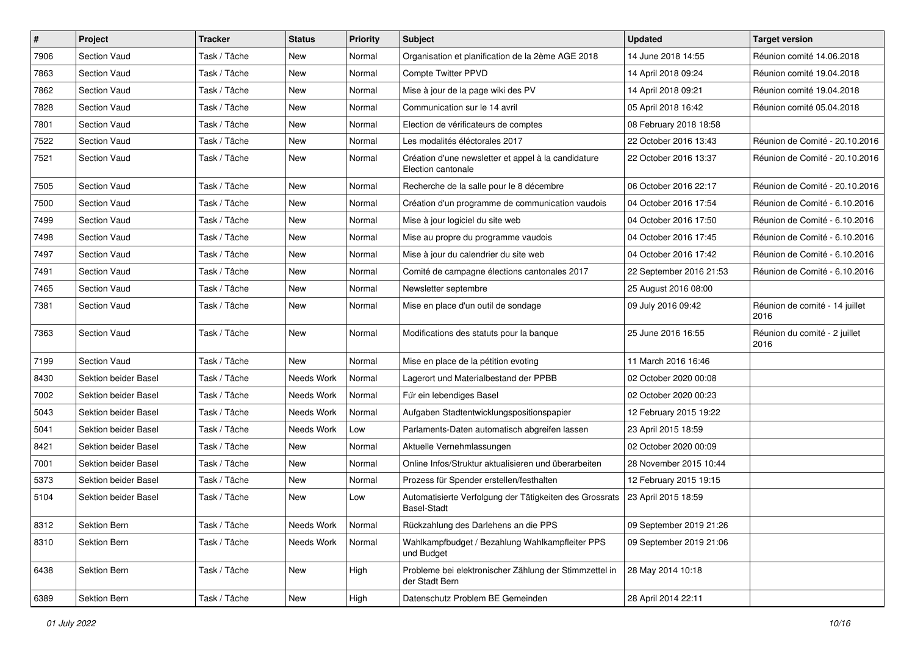| # | Project | Tracker | Status | Priority | Subject | Updated | Target version |
|---|---|---|---|---|---|---|---|
| 7906 | Section Vaud | Task / Tâche | New | Normal | Organisation et planification de la 2ème AGE 2018 | 14 June 2018 14:55 | Réunion comité 14.06.2018 |
| 7863 | Section Vaud | Task / Tâche | New | Normal | Compte Twitter PPVD | 14 April 2018 09:24 | Réunion comité 19.04.2018 |
| 7862 | Section Vaud | Task / Tâche | New | Normal | Mise à jour de la page wiki des PV | 14 April 2018 09:21 | Réunion comité 19.04.2018 |
| 7828 | Section Vaud | Task / Tâche | New | Normal | Communication sur le 14 avril | 05 April 2018 16:42 | Réunion comité 05.04.2018 |
| 7801 | Section Vaud | Task / Tâche | New | Normal | Election de vérificateurs de comptes | 08 February 2018 18:58 | |
| 7522 | Section Vaud | Task / Tâche | New | Normal | Les modalités éléctorales 2017 | 22 October 2016 13:43 | Réunion de Comité - 20.10.2016 |
| 7521 | Section Vaud | Task / Tâche | New | Normal | Création d'une newsletter et appel à la candidature Election cantonale | 22 October 2016 13:37 | Réunion de Comité - 20.10.2016 |
| 7505 | Section Vaud | Task / Tâche | New | Normal | Recherche de la salle pour le 8 décembre | 06 October 2016 22:17 | Réunion de Comité - 20.10.2016 |
| 7500 | Section Vaud | Task / Tâche | New | Normal | Création d'un programme de communication vaudois | 04 October 2016 17:54 | Réunion de Comité - 6.10.2016 |
| 7499 | Section Vaud | Task / Tâche | New | Normal | Mise à jour logiciel du site web | 04 October 2016 17:50 | Réunion de Comité - 6.10.2016 |
| 7498 | Section Vaud | Task / Tâche | New | Normal | Mise au propre du programme vaudois | 04 October 2016 17:45 | Réunion de Comité - 6.10.2016 |
| 7497 | Section Vaud | Task / Tâche | New | Normal | Mise à jour du calendrier du site web | 04 October 2016 17:42 | Réunion de Comité - 6.10.2016 |
| 7491 | Section Vaud | Task / Tâche | New | Normal | Comité de campagne élections cantonales 2017 | 22 September 2016 21:53 | Réunion de Comité - 6.10.2016 |
| 7465 | Section Vaud | Task / Tâche | New | Normal | Newsletter septembre | 25 August 2016 08:00 | |
| 7381 | Section Vaud | Task / Tâche | New | Normal | Mise en place d'un outil de sondage | 09 July 2016 09:42 | Réunion de comité - 14 juillet 2016 |
| 7363 | Section Vaud | Task / Tâche | New | Normal | Modifications des statuts pour la banque | 25 June 2016 16:55 | Réunion du comité - 2 juillet 2016 |
| 7199 | Section Vaud | Task / Tâche | New | Normal | Mise en place de la pétition evoting | 11 March 2016 16:46 | |
| 8430 | Sektion beider Basel | Task / Tâche | Needs Work | Normal | Lagerort und Materialbestand der PPBB | 02 October 2020 00:08 | |
| 7002 | Sektion beider Basel | Task / Tâche | Needs Work | Normal | Für ein lebendiges Basel | 02 October 2020 00:23 | |
| 5043 | Sektion beider Basel | Task / Tâche | Needs Work | Normal | Aufgaben Stadtentwicklungspositionspapier | 12 February 2015 19:22 | |
| 5041 | Sektion beider Basel | Task / Tâche | Needs Work | Low | Parlaments-Daten automatisch abgreifen lassen | 23 April 2015 18:59 | |
| 8421 | Sektion beider Basel | Task / Tâche | New | Normal | Aktuelle Vernehmlassungen | 02 October 2020 00:09 | |
| 7001 | Sektion beider Basel | Task / Tâche | New | Normal | Online Infos/Struktur aktualisieren und überarbeiten | 28 November 2015 10:44 | |
| 5373 | Sektion beider Basel | Task / Tâche | New | Normal | Prozess für Spender erstellen/festhalten | 12 February 2015 19:15 | |
| 5104 | Sektion beider Basel | Task / Tâche | New | Low | Automatisierte Verfolgung der Tätigkeiten des Grossrats Basel-Stadt | 23 April 2015 18:59 | |
| 8312 | Sektion Bern | Task / Tâche | Needs Work | Normal | Rückzahlung des Darlehens an die PPS | 09 September 2019 21:26 | |
| 8310 | Sektion Bern | Task / Tâche | Needs Work | Normal | Wahlkampfbudget / Bezahlung Wahlkampfleiter PPS und Budget | 09 September 2019 21:06 | |
| 6438 | Sektion Bern | Task / Tâche | New | High | Probleme bei elektronischer Zählung der Stimmzettel in der Stadt Bern | 28 May 2014 10:18 | |
| 6389 | Sektion Bern | Task / Tâche | New | High | Datenschutz Problem BE Gemeinden | 28 April 2014 22:11 | |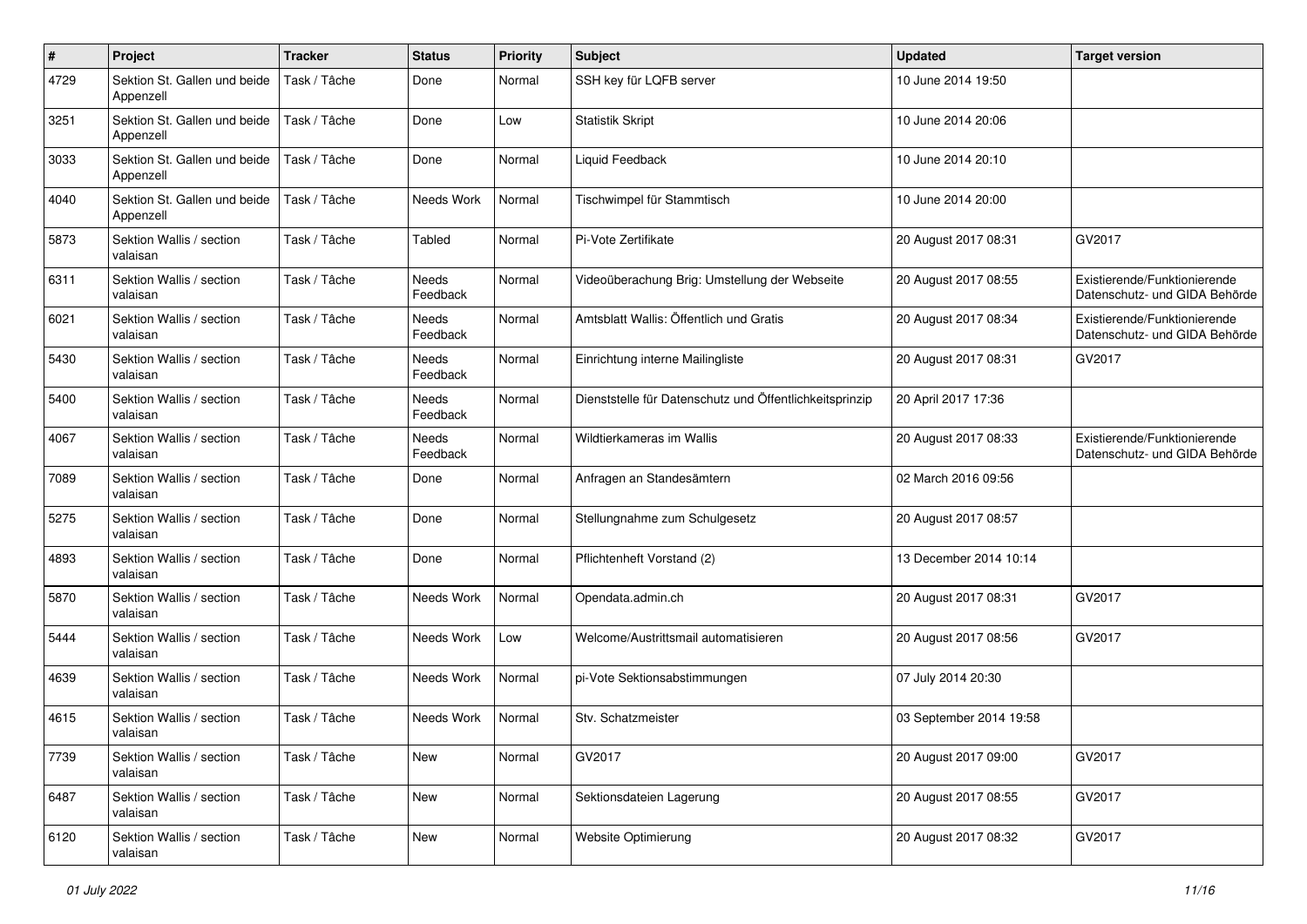| # | Project | Tracker | Status | Priority | Subject | Updated | Target version |
|---|---|---|---|---|---|---|---|
| 4729 | Sektion St. Gallen und beide Appenzell | Task / Tâche | Done | Normal | SSH key für LQFB server | 10 June 2014 19:50 | |
| 3251 | Sektion St. Gallen und beide Appenzell | Task / Tâche | Done | Low | Statistik Skript | 10 June 2014 20:06 | |
| 3033 | Sektion St. Gallen und beide Appenzell | Task / Tâche | Done | Normal | Liquid Feedback | 10 June 2014 20:10 | |
| 4040 | Sektion St. Gallen und beide Appenzell | Task / Tâche | Needs Work | Normal | Tischwimpel für Stammtisch | 10 June 2014 20:00 | |
| 5873 | Sektion Wallis / section valaisan | Task / Tâche | Tabled | Normal | Pi-Vote Zertifikate | 20 August 2017 08:31 | GV2017 |
| 6311 | Sektion Wallis / section valaisan | Task / Tâche | Needs Feedback | Normal | Videoüberachung Brig: Umstellung der Webseite | 20 August 2017 08:55 | Existierende/Funktionierende Datenschutz- und GIDA Behörde |
| 6021 | Sektion Wallis / section valaisan | Task / Tâche | Needs Feedback | Normal | Amtsblatt Wallis: Öffentlich und Gratis | 20 August 2017 08:34 | Existierende/Funktionierende Datenschutz- und GIDA Behörde |
| 5430 | Sektion Wallis / section valaisan | Task / Tâche | Needs Feedback | Normal | Einrichtung interne Mailingliste | 20 August 2017 08:31 | GV2017 |
| 5400 | Sektion Wallis / section valaisan | Task / Tâche | Needs Feedback | Normal | Dienststelle für Datenschutz und Öffentlichkeitsprinzip | 20 April 2017 17:36 | |
| 4067 | Sektion Wallis / section valaisan | Task / Tâche | Needs Feedback | Normal | Wildtierkameras im Wallis | 20 August 2017 08:33 | Existierende/Funktionierende Datenschutz- und GIDA Behörde |
| 7089 | Sektion Wallis / section valaisan | Task / Tâche | Done | Normal | Anfragen an Standesämtern | 02 March 2016 09:56 | |
| 5275 | Sektion Wallis / section valaisan | Task / Tâche | Done | Normal | Stellungnahme zum Schulgesetz | 20 August 2017 08:57 | |
| 4893 | Sektion Wallis / section valaisan | Task / Tâche | Done | Normal | Pflichtenheft Vorstand (2) | 13 December 2014 10:14 | |
| 5870 | Sektion Wallis / section valaisan | Task / Tâche | Needs Work | Normal | Opendata.admin.ch | 20 August 2017 08:31 | GV2017 |
| 5444 | Sektion Wallis / section valaisan | Task / Tâche | Needs Work | Low | Welcome/Austrittsmail automatisieren | 20 August 2017 08:56 | GV2017 |
| 4639 | Sektion Wallis / section valaisan | Task / Tâche | Needs Work | Normal | pi-Vote Sektionsabstimmungen | 07 July 2014 20:30 | |
| 4615 | Sektion Wallis / section valaisan | Task / Tâche | Needs Work | Normal | Stv. Schatzmeister | 03 September 2014 19:58 | |
| 7739 | Sektion Wallis / section valaisan | Task / Tâche | New | Normal | GV2017 | 20 August 2017 09:00 | GV2017 |
| 6487 | Sektion Wallis / section valaisan | Task / Tâche | New | Normal | Sektionsdateien Lagerung | 20 August 2017 08:55 | GV2017 |
| 6120 | Sektion Wallis / section valaisan | Task / Tâche | New | Normal | Website Optimierung | 20 August 2017 08:32 | GV2017 |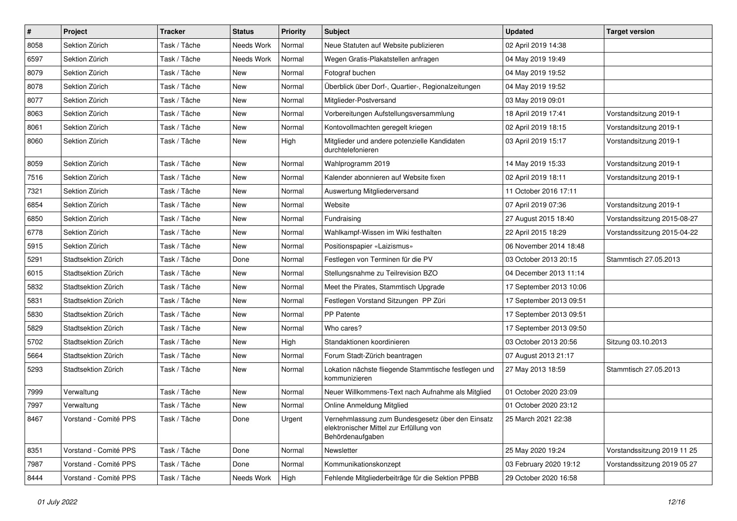| # | Project | Tracker | Status | Priority | Subject | Updated | Target version |
|---|---|---|---|---|---|---|---|
| 8058 | Sektion Zürich | Task / Tâche | Needs Work | Normal | Neue Statuten auf Website publizieren | 02 April 2019 14:38 | |
| 6597 | Sektion Zürich | Task / Tâche | Needs Work | Normal | Wegen Gratis-Plakatstellen anfragen | 04 May 2019 19:49 | |
| 8079 | Sektion Zürich | Task / Tâche | New | Normal | Fotograf buchen | 04 May 2019 19:52 | |
| 8078 | Sektion Zürich | Task / Tâche | New | Normal | Überblick über Dorf-, Quartier-, Regionalzeitungen | 04 May 2019 19:52 | |
| 8077 | Sektion Zürich | Task / Tâche | New | Normal | Mitglieder-Postversand | 03 May 2019 09:01 | |
| 8063 | Sektion Zürich | Task / Tâche | New | Normal | Vorbereitungen Aufstellungsversammlung | 18 April 2019 17:41 | Vorstandsitzung 2019-1 |
| 8061 | Sektion Zürich | Task / Tâche | New | Normal | Kontovollmachten geregelt kriegen | 02 April 2019 18:15 | Vorstandsitzung 2019-1 |
| 8060 | Sektion Zürich | Task / Tâche | New | High | Mitglieder und andere potenzielle Kandidaten durchtelefonieren | 03 April 2019 15:17 | Vorstandsitzung 2019-1 |
| 8059 | Sektion Zürich | Task / Tâche | New | Normal | Wahlprogramm 2019 | 14 May 2019 15:33 | Vorstandsitzung 2019-1 |
| 7516 | Sektion Zürich | Task / Tâche | New | Normal | Kalender abonnieren auf Website fixen | 02 April 2019 18:11 | Vorstandsitzung 2019-1 |
| 7321 | Sektion Zürich | Task / Tâche | New | Normal | Auswertung Mitgliederversand | 11 October 2016 17:11 | |
| 6854 | Sektion Zürich | Task / Tâche | New | Normal | Website | 07 April 2019 07:36 | Vorstandsitzung 2019-1 |
| 6850 | Sektion Zürich | Task / Tâche | New | Normal | Fundraising | 27 August 2015 18:40 | Vorstandssitzung 2015-08-27 |
| 6778 | Sektion Zürich | Task / Tâche | New | Normal | Wahlkampf-Wissen im Wiki festhalten | 22 April 2015 18:29 | Vorstandssitzung 2015-04-22 |
| 5915 | Sektion Zürich | Task / Tâche | New | Normal | Positionspapier «Laizismus» | 06 November 2014 18:48 | |
| 5291 | Stadtsektion Zürich | Task / Tâche | Done | Normal | Festlegen von Terminen für die PV | 03 October 2013 20:15 | Stammtisch 27.05.2013 |
| 6015 | Stadtsektion Zürich | Task / Tâche | New | Normal | Stellungsnahme zu Teilrevision BZO | 04 December 2013 11:14 | |
| 5832 | Stadtsektion Zürich | Task / Tâche | New | Normal | Meet the Pirates, Stammtisch Upgrade | 17 September 2013 10:06 | |
| 5831 | Stadtsektion Zürich | Task / Tâche | New | Normal | Festlegen Vorstand Sitzungen PP Züri | 17 September 2013 09:51 | |
| 5830 | Stadtsektion Zürich | Task / Tâche | New | Normal | PP Patente | 17 September 2013 09:51 | |
| 5829 | Stadtsektion Zürich | Task / Tâche | New | Normal | Who cares? | 17 September 2013 09:50 | |
| 5702 | Stadtsektion Zürich | Task / Tâche | New | High | Standaktionen koordinieren | 03 October 2013 20:56 | Sitzung 03.10.2013 |
| 5664 | Stadtsektion Zürich | Task / Tâche | New | Normal | Forum Stadt-Zürich beantragen | 07 August 2013 21:17 | |
| 5293 | Stadtsektion Zürich | Task / Tâche | New | Normal | Lokation nächste fliegende Stammtische festlegen und kommunizieren | 27 May 2013 18:59 | Stammtisch 27.05.2013 |
| 7999 | Verwaltung | Task / Tâche | New | Normal | Neuer Willkommens-Text nach Aufnahme als Mitglied | 01 October 2020 23:09 | |
| 7997 | Verwaltung | Task / Tâche | New | Normal | Online Anmeldung Mitglied | 01 October 2020 23:12 | |
| 8467 | Vorstand - Comité PPS | Task / Tâche | Done | Urgent | Vernehmlassung zum Bundesgesetz über den Einsatz elektronischer Mittel zur Erfüllung von Behördenaufgaben | 25 March 2021 22:38 | |
| 8351 | Vorstand - Comité PPS | Task / Tâche | Done | Normal | Newsletter | 25 May 2020 19:24 | Vorstandssitzung 2019 11 25 |
| 7987 | Vorstand - Comité PPS | Task / Tâche | Done | Normal | Kommunikationskonzept | 03 February 2020 19:12 | Vorstandssitzung 2019 05 27 |
| 8444 | Vorstand - Comité PPS | Task / Tâche | Needs Work | High | Fehlende Mitgliederbeiträge für die Sektion PPBB | 29 October 2020 16:58 | |

*01 July 2022*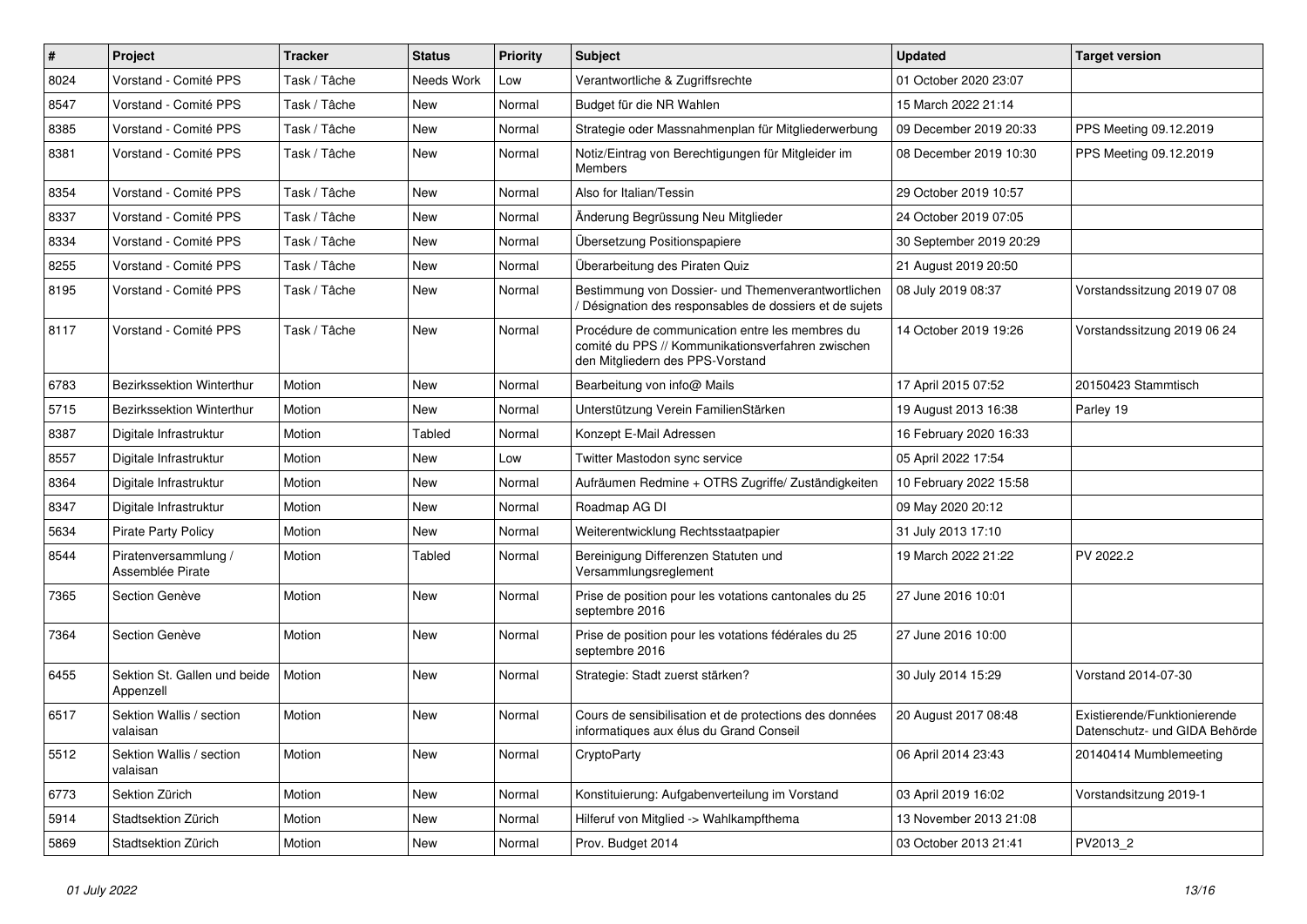| # | Project | Tracker | Status | Priority | Subject | Updated | Target version |
|---|---|---|---|---|---|---|---|
| 8024 | Vorstand - Comité PPS | Task / Tâche | Needs Work | Low | Verantwortliche & Zugriffsrechte | 01 October 2020 23:07 | |
| 8547 | Vorstand - Comité PPS | Task / Tâche | New | Normal | Budget für die NR Wahlen | 15 March 2022 21:14 | |
| 8385 | Vorstand - Comité PPS | Task / Tâche | New | Normal | Strategie oder Massnahmenplan für Mitgliederwerbung | 09 December 2019 20:33 | PPS Meeting 09.12.2019 |
| 8381 | Vorstand - Comité PPS | Task / Tâche | New | Normal | Notiz/Eintrag von Berechtigungen für Mitgleider im Members | 08 December 2019 10:30 | PPS Meeting 09.12.2019 |
| 8354 | Vorstand - Comité PPS | Task / Tâche | New | Normal | Also for Italian/Tessin | 29 October 2019 10:57 | |
| 8337 | Vorstand - Comité PPS | Task / Tâche | New | Normal | Änderung Begrüssung Neu Mitglieder | 24 October 2019 07:05 | |
| 8334 | Vorstand - Comité PPS | Task / Tâche | New | Normal | Übersetzung Positionspapiere | 30 September 2019 20:29 | |
| 8255 | Vorstand - Comité PPS | Task / Tâche | New | Normal | Überarbeitung des Piraten Quiz | 21 August 2019 20:50 | |
| 8195 | Vorstand - Comité PPS | Task / Tâche | New | Normal | Bestimmung von Dossier- und Themenverantwortlichen / Désignation des responsables de dossiers et de sujets | 08 July 2019 08:37 | Vorstandssitzung 2019 07 08 |
| 8117 | Vorstand - Comité PPS | Task / Tâche | New | Normal | Procédure de communication entre les membres du comité du PPS // Kommunikationsverfahren zwischen den Mitgliedern des PPS-Vorstand | 14 October 2019 19:26 | Vorstandssitzung 2019 06 24 |
| 6783 | Bezirkssektion Winterthur | Motion | New | Normal | Bearbeitung von info@ Mails | 17 April 2015 07:52 | 20150423 Stammtisch |
| 5715 | Bezirkssektion Winterthur | Motion | New | Normal | Unterstützung Verein FamilienStärken | 19 August 2013 16:38 | Parley 19 |
| 8387 | Digitale Infrastruktur | Motion | Tabled | Normal | Konzept E-Mail Adressen | 16 February 2020 16:33 | |
| 8557 | Digitale Infrastruktur | Motion | New | Low | Twitter Mastodon sync service | 05 April 2022 17:54 | |
| 8364 | Digitale Infrastruktur | Motion | New | Normal | Aufräumen Redmine + OTRS Zugriffe/ Zuständigkeiten | 10 February 2022 15:58 | |
| 8347 | Digitale Infrastruktur | Motion | New | Normal | Roadmap AG DI | 09 May 2020 20:12 | |
| 5634 | Pirate Party Policy | Motion | New | Normal | Weiterentwicklung Rechtsstaatpapier | 31 July 2013 17:10 | |
| 8544 | Piratenversammlung / Assemblée Pirate | Motion | Tabled | Normal | Bereinigung Differenzen Statuten und Versammlungsreglement | 19 March 2022 21:22 | PV 2022.2 |
| 7365 | Section Genève | Motion | New | Normal | Prise de position pour les votations cantonales du 25 septembre 2016 | 27 June 2016 10:01 | |
| 7364 | Section Genève | Motion | New | Normal | Prise de position pour les votations fédérales du 25 septembre 2016 | 27 June 2016 10:00 | |
| 6455 | Sektion St. Gallen und beide Appenzell | Motion | New | Normal | Strategie: Stadt zuerst stärken? | 30 July 2014 15:29 | Vorstand 2014-07-30 |
| 6517 | Sektion Wallis / section valaisan | Motion | New | Normal | Cours de sensibilisation et de protections des données informatiques aux élus du Grand Conseil | 20 August 2017 08:48 | Existierende/Funktionierende Datenschutz- und GIDA Behörde |
| 5512 | Sektion Wallis / section valaisan | Motion | New | Normal | CryptoParty | 06 April 2014 23:43 | 20140414 Mumblemeeting |
| 6773 | Sektion Zürich | Motion | New | Normal | Konstituierung: Aufgabenverteilung im Vorstand | 03 April 2019 16:02 | Vorstandsitzung 2019-1 |
| 5914 | Stadtsektion Zürich | Motion | New | Normal | Hilferuf von Mitglied -> Wahlkampfthema | 13 November 2013 21:08 | |
| 5869 | Stadtsektion Zürich | Motion | New | Normal | Prov. Budget 2014 | 03 October 2013 21:41 | PV2013_2 |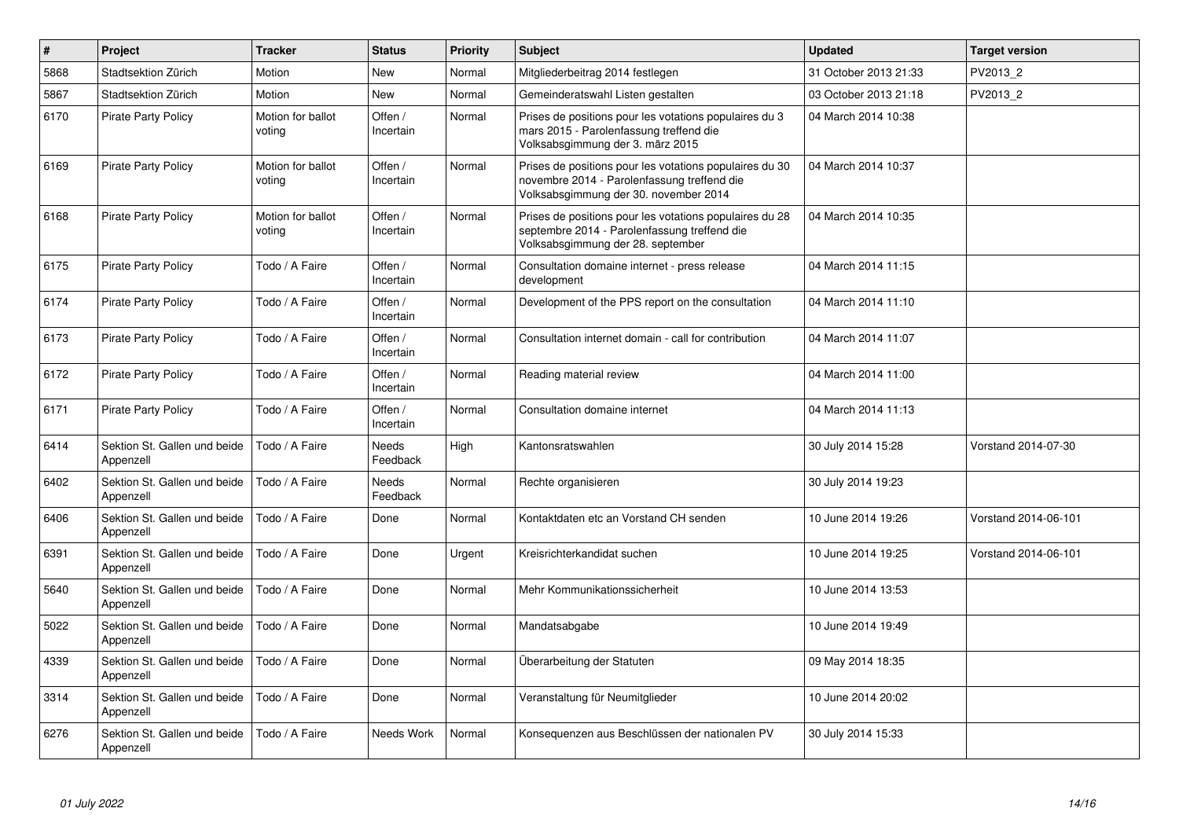| # | Project | Tracker | Status | Priority | Subject | Updated | Target version |
|---|---|---|---|---|---|---|---|
| 5868 | Stadtsektion Zürich | Motion | New | Normal | Mitgliederbeitrag 2014 festlegen | 31 October 2013 21:33 | PV2013_2 |
| 5867 | Stadtsektion Zürich | Motion | New | Normal | Gemeinderatswahl Listen gestalten | 03 October 2013 21:18 | PV2013_2 |
| 6170 | Pirate Party Policy | Motion for ballot voting | Offen / Incertain | Normal | Prises de positions pour les votations populaires du 3 mars 2015 - Parolenfassung treffend die Volksabsgimmung der 3. märz 2015 | 04 March 2014 10:38 | |
| 6169 | Pirate Party Policy | Motion for ballot voting | Offen / Incertain | Normal | Prises de positions pour les votations populaires du 30 novembre 2014 - Parolenfassung treffend die Volksabsgimmung der 30. november 2014 | 04 March 2014 10:37 | |
| 6168 | Pirate Party Policy | Motion for ballot voting | Offen / Incertain | Normal | Prises de positions pour les votations populaires du 28 septembre 2014 - Parolenfassung treffend die Volksabsgimmung der 28. september | 04 March 2014 10:35 | |
| 6175 | Pirate Party Policy | Todo / A Faire | Offen / Incertain | Normal | Consultation domaine internet - press release development | 04 March 2014 11:15 | |
| 6174 | Pirate Party Policy | Todo / A Faire | Offen / Incertain | Normal | Development of the PPS report on the consultation | 04 March 2014 11:10 | |
| 6173 | Pirate Party Policy | Todo / A Faire | Offen / Incertain | Normal | Consultation internet domain - call for contribution | 04 March 2014 11:07 | |
| 6172 | Pirate Party Policy | Todo / A Faire | Offen / Incertain | Normal | Reading material review | 04 March 2014 11:00 | |
| 6171 | Pirate Party Policy | Todo / A Faire | Offen / Incertain | Normal | Consultation domaine internet | 04 March 2014 11:13 | |
| 6414 | Sektion St. Gallen und beide Appenzell | Todo / A Faire | Needs Feedback | High | Kantonsratswahlen | 30 July 2014 15:28 | Vorstand 2014-07-30 |
| 6402 | Sektion St. Gallen und beide Appenzell | Todo / A Faire | Needs Feedback | Normal | Rechte organisieren | 30 July 2014 19:23 | |
| 6406 | Sektion St. Gallen und beide Appenzell | Todo / A Faire | Done | Normal | Kontaktdaten etc an Vorstand CH senden | 10 June 2014 19:26 | Vorstand 2014-06-101 |
| 6391 | Sektion St. Gallen und beide Appenzell | Todo / A Faire | Done | Urgent | Kreisrichterkandidat suchen | 10 June 2014 19:25 | Vorstand 2014-06-101 |
| 5640 | Sektion St. Gallen und beide Appenzell | Todo / A Faire | Done | Normal | Mehr Kommunikationssicherheit | 10 June 2014 13:53 | |
| 5022 | Sektion St. Gallen und beide Appenzell | Todo / A Faire | Done | Normal | Mandatsabgabe | 10 June 2014 19:49 | |
| 4339 | Sektion St. Gallen und beide Appenzell | Todo / A Faire | Done | Normal | Überarbeitung der Statuten | 09 May 2014 18:35 | |
| 3314 | Sektion St. Gallen und beide Appenzell | Todo / A Faire | Done | Normal | Veranstaltung für Neumitglieder | 10 June 2014 20:02 | |
| 6276 | Sektion St. Gallen und beide Appenzell | Todo / A Faire | Needs Work | Normal | Konsequenzen aus Beschlüssen der nationalen PV | 30 July 2014 15:33 | |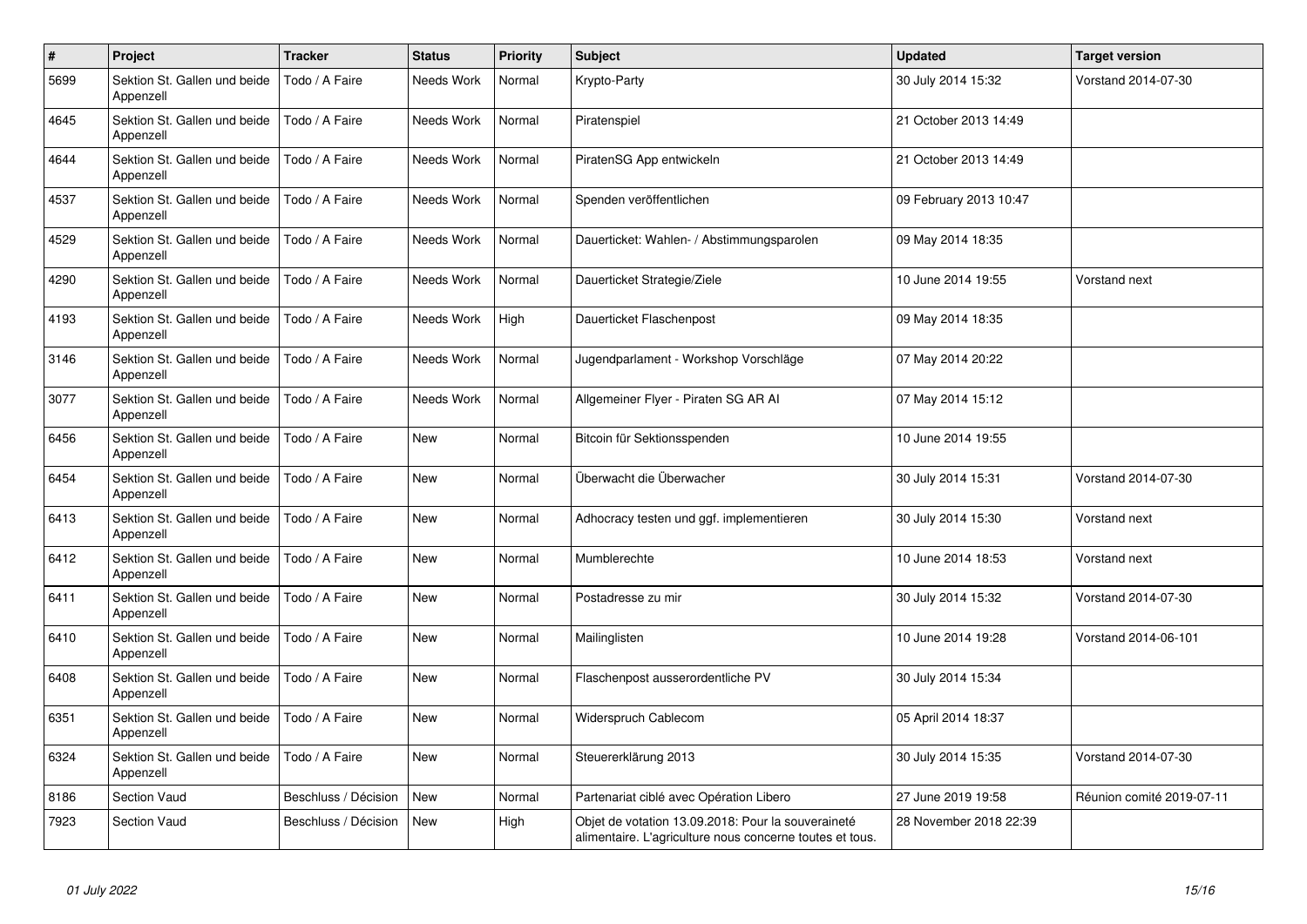| # | Project | Tracker | Status | Priority | Subject | Updated | Target version |
|---|---|---|---|---|---|---|---|
| 5699 | Sektion St. Gallen und beide Appenzell | Todo / A Faire | Needs Work | Normal | Krypto-Party | 30 July 2014 15:32 | Vorstand 2014-07-30 |
| 4645 | Sektion St. Gallen und beide Appenzell | Todo / A Faire | Needs Work | Normal | Piratenspiel | 21 October 2013 14:49 | |
| 4644 | Sektion St. Gallen und beide Appenzell | Todo / A Faire | Needs Work | Normal | PiratenSG App entwickeln | 21 October 2013 14:49 | |
| 4537 | Sektion St. Gallen und beide Appenzell | Todo / A Faire | Needs Work | Normal | Spenden veröffentlichen | 09 February 2013 10:47 | |
| 4529 | Sektion St. Gallen und beide Appenzell | Todo / A Faire | Needs Work | Normal | Dauerticket: Wahlen- / Abstimmungsparolen | 09 May 2014 18:35 | |
| 4290 | Sektion St. Gallen und beide Appenzell | Todo / A Faire | Needs Work | Normal | Dauerticket Strategie/Ziele | 10 June 2014 19:55 | Vorstand next |
| 4193 | Sektion St. Gallen und beide Appenzell | Todo / A Faire | Needs Work | High | Dauerticket Flaschenpost | 09 May 2014 18:35 | |
| 3146 | Sektion St. Gallen und beide Appenzell | Todo / A Faire | Needs Work | Normal | Jugendparlament - Workshop Vorschläge | 07 May 2014 20:22 | |
| 3077 | Sektion St. Gallen und beide Appenzell | Todo / A Faire | Needs Work | Normal | Allgemeiner Flyer - Piraten SG AR AI | 07 May 2014 15:12 | |
| 6456 | Sektion St. Gallen und beide Appenzell | Todo / A Faire | New | Normal | Bitcoin für Sektionsspenden | 10 June 2014 19:55 | |
| 6454 | Sektion St. Gallen und beide Appenzell | Todo / A Faire | New | Normal | Überwacht die Überwacher | 30 July 2014 15:31 | Vorstand 2014-07-30 |
| 6413 | Sektion St. Gallen und beide Appenzell | Todo / A Faire | New | Normal | Adhocracy testen und ggf. implementieren | 30 July 2014 15:30 | Vorstand next |
| 6412 | Sektion St. Gallen und beide Appenzell | Todo / A Faire | New | Normal | Mumblerechte | 10 June 2014 18:53 | Vorstand next |
| 6411 | Sektion St. Gallen und beide Appenzell | Todo / A Faire | New | Normal | Postadresse zu mir | 30 July 2014 15:32 | Vorstand 2014-07-30 |
| 6410 | Sektion St. Gallen und beide Appenzell | Todo / A Faire | New | Normal | Mailinglisten | 10 June 2014 19:28 | Vorstand 2014-06-101 |
| 6408 | Sektion St. Gallen und beide Appenzell | Todo / A Faire | New | Normal | Flaschenpost ausserordentliche PV | 30 July 2014 15:34 | |
| 6351 | Sektion St. Gallen und beide Appenzell | Todo / A Faire | New | Normal | Widerspruch Cablecom | 05 April 2014 18:37 | |
| 6324 | Sektion St. Gallen und beide Appenzell | Todo / A Faire | New | Normal | Steuererklärung 2013 | 30 July 2014 15:35 | Vorstand 2014-07-30 |
| 8186 | Section Vaud | Beschluss / Décision | New | Normal | Partenariat ciblé avec Opération Libero | 27 June 2019 19:58 | Réunion comité 2019-07-11 |
| 7923 | Section Vaud | Beschluss / Décision | New | High | Objet de votation 13.09.2018: Pour la souveraineté alimentaire. L'agriculture nous concerne toutes et tous. | 28 November 2018 22:39 | |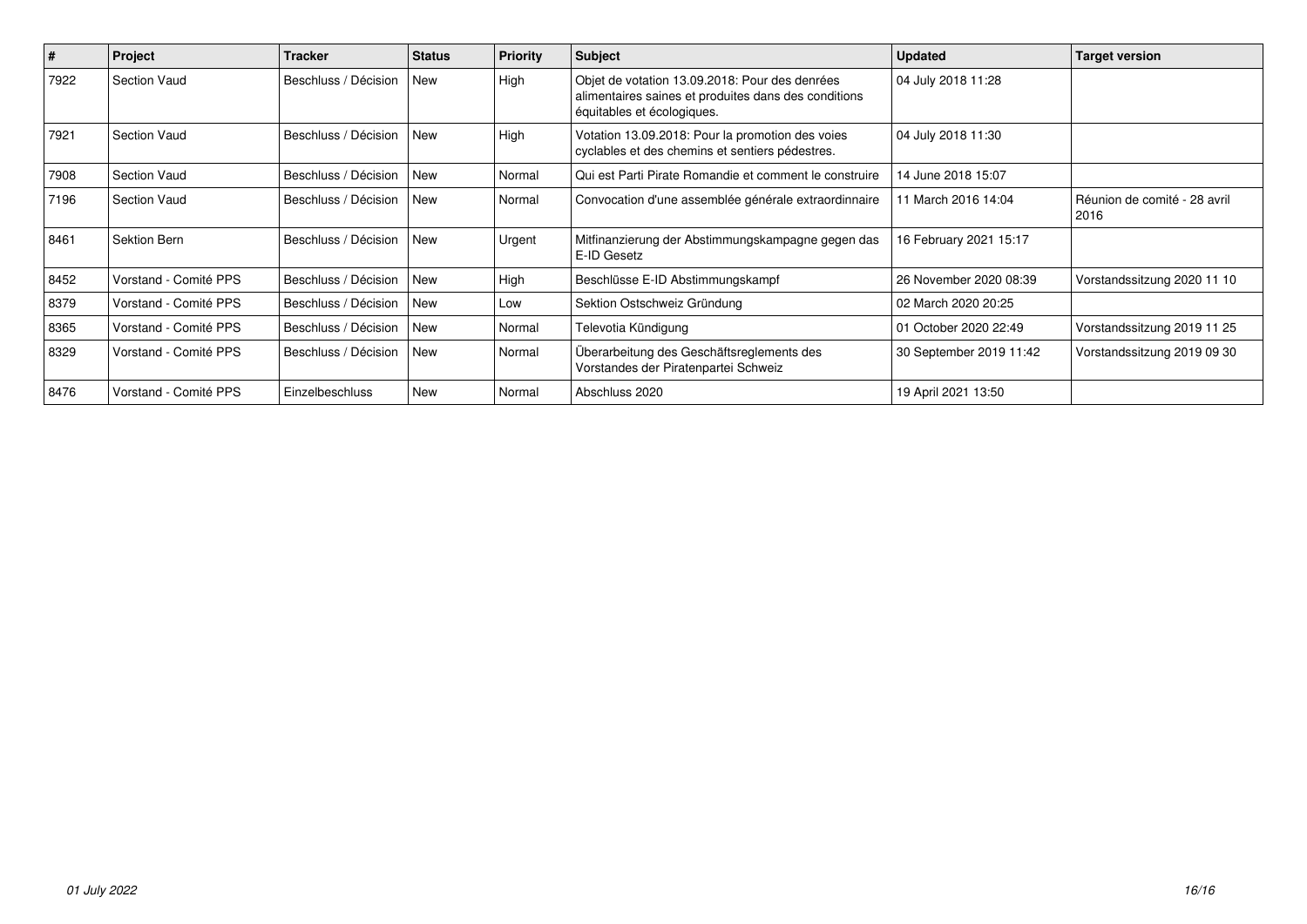| # | Project | Tracker | Status | Priority | Subject | Updated | Target version |
|---|---|---|---|---|---|---|---|
| 7922 | Section Vaud | Beschluss / Décision | New | High | Objet de votation 13.09.2018: Pour des denrées alimentaires saines et produites dans des conditions équitables et écologiques. | 04 July 2018 11:28 | |
| 7921 | Section Vaud | Beschluss / Décision | New | High | Votation 13.09.2018: Pour la promotion des voies cyclables et des chemins et sentiers pédestres. | 04 July 2018 11:30 | |
| 7908 | Section Vaud | Beschluss / Décision | New | Normal | Qui est Parti Pirate Romandie et comment le construire | 14 June 2018 15:07 | |
| 7196 | Section Vaud | Beschluss / Décision | New | Normal | Convocation d'une assemblée générale extraordinaire | 11 March 2016 14:04 | Réunion de comité - 28 avril 2016 |
| 8461 | Sektion Bern | Beschluss / Décision | New | Urgent | Mitfinanzierung der Abstimmungskampagne gegen das E-ID Gesetz | 16 February 2021 15:17 | |
| 8452 | Vorstand - Comité PPS | Beschluss / Décision | New | High | Beschlüsse E-ID Abstimmungskampf | 26 November 2020 08:39 | Vorstandssitzung 2020 11 10 |
| 8379 | Vorstand - Comité PPS | Beschluss / Décision | New | Low | Sektion Ostschweiz Gründung | 02 March 2020 20:25 | |
| 8365 | Vorstand - Comité PPS | Beschluss / Décision | New | Normal | Televotia Kündigung | 01 October 2020 22:49 | Vorstandssitzung 2019 11 25 |
| 8329 | Vorstand - Comité PPS | Beschluss / Décision | New | Normal | Überarbeitung des Geschäftsreglements des Vorstandes der Piratenpartei Schweiz | 30 September 2019 11:42 | Vorstandssitzung 2019 09 30 |
| 8476 | Vorstand - Comité PPS | Einzelbeschluss | New | Normal | Abschluss 2020 | 19 April 2021 13:50 | |